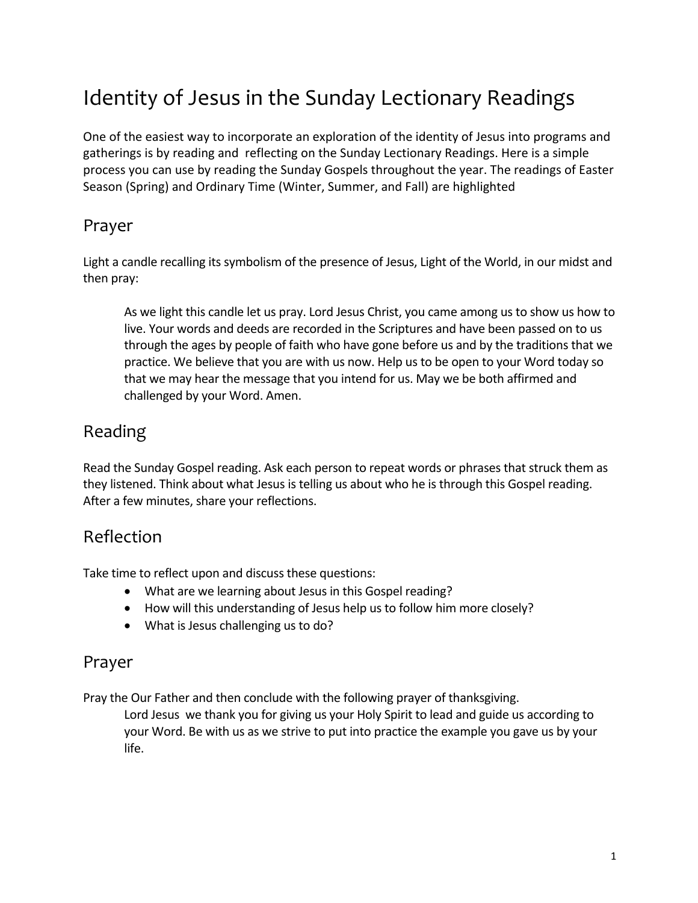# Identity of Jesus in the Sunday Lectionary Readings

One of the easiest way to incorporate an exploration of the identity of Jesus into programs and gatherings is by reading and reflecting on the Sunday Lectionary Readings. Here is a simple process you can use by reading the Sunday Gospels throughout the year. The readings of Easter Season (Spring) and Ordinary Time (Winter, Summer, and Fall) are highlighted

## Prayer

Light a candle recalling its symbolism of the presence of Jesus, Light of the World, in our midst and then pray:

> As we light this candle let us pray. Lord Jesus Christ, you came among us to show us how to live. Your words and deeds are recorded in the Scriptures and have been passed on to us through the ages by people of faith who have gone before us and by the traditions that we practice. We believe that you are with us now. Help us to be open to your Word today so that we may hear the message that you intend for us. May we be both affirmed and challenged by your Word. Amen.

## Reading

Read the Sunday Gospel reading. Ask each person to repeat words or phrases that struck them as they listened. Think about what Jesus is telling us about who he is through this Gospel reading. After a few minutes, share your reflections.

## Reflection

Take time to reflect upon and discuss these questions:

- What are we learning about Jesus in this Gospel reading?
- How will this understanding of Jesus help us to follow him more closely?
- What is Jesus challenging us to do?

## Prayer

Pray the Our Father and then conclude with the following prayer of thanksgiving.

> Lord Jesus we thank you for giving us your Holy Spirit to lead and guide us according to your Word. Be with us as we strive to put into practice the example you gave us by your life.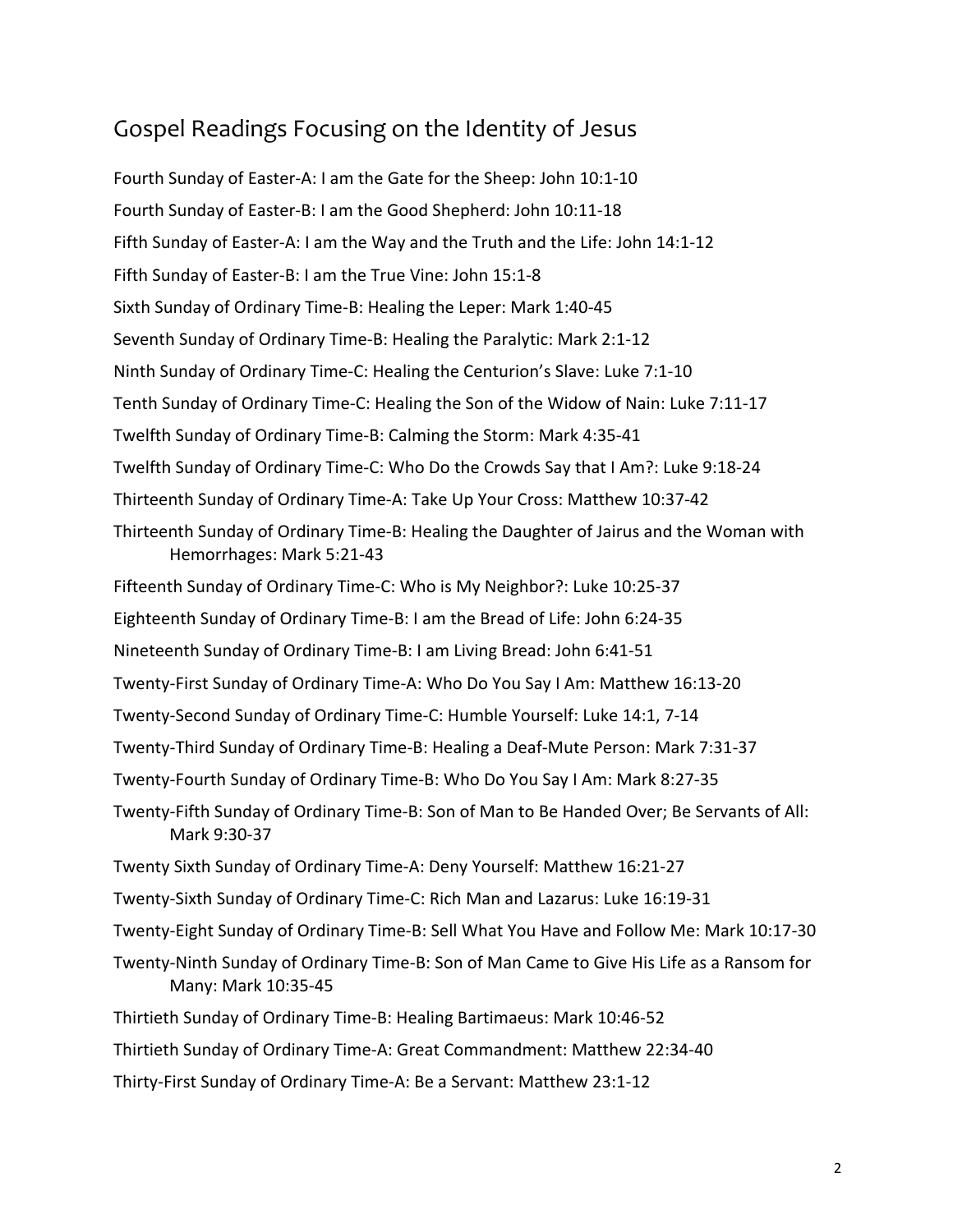## Gospel Readings Focusing on the Identity of Jesus

Fourth Sunday of Easter-A: I am the Gate for the Sheep: John 10:1-10

Fourth Sunday of Easter-B: I am the Good Shepherd: John 10:11-18

Fifth Sunday of Easter-A: I am the Way and the Truth and the Life: John 14:1-12

Fifth Sunday of Easter-B: I am the True Vine: John 15:1-8

Sixth Sunday of Ordinary Time-B: Healing the Leper: Mark 1:40-45

Seventh Sunday of Ordinary Time-B: Healing the Paralytic: Mark 2:1-12

Ninth Sunday of Ordinary Time-C: Healing the Centurion's Slave: Luke 7:1-10

Tenth Sunday of Ordinary Time-C: Healing the Son of the Widow of Nain: Luke 7:11-17

Twelfth Sunday of Ordinary Time-B: Calming the Storm: Mark 4:35-41

Twelfth Sunday of Ordinary Time-C: Who Do the Crowds Say that I Am?: Luke 9:18-24

Thirteenth Sunday of Ordinary Time-A: Take Up Your Cross: Matthew 10:37-42

Thirteenth Sunday of Ordinary Time-B: Healing the Daughter of Jairus and the Woman with Hemorrhages: Mark 5:21-43

Fifteenth Sunday of Ordinary Time-C: Who is My Neighbor?: Luke 10:25-37

Eighteenth Sunday of Ordinary Time-B: I am the Bread of Life: John 6:24-35

Nineteenth Sunday of Ordinary Time-B: I am Living Bread: John 6:41-51

Twenty-First Sunday of Ordinary Time-A: Who Do You Say I Am: Matthew 16:13-20

Twenty-Second Sunday of Ordinary Time-C: Humble Yourself: Luke 14:1, 7-14

Twenty-Third Sunday of Ordinary Time-B: Healing a Deaf-Mute Person: Mark 7:31-37

Twenty-Fourth Sunday of Ordinary Time-B: Who Do You Say I Am: Mark 8:27-35

Twenty-Fifth Sunday of Ordinary Time-B: Son of Man to Be Handed Over; Be Servants of All: Mark 9:30-37

Twenty Sixth Sunday of Ordinary Time-A: Deny Yourself: Matthew 16:21-27

Twenty-Sixth Sunday of Ordinary Time-C: Rich Man and Lazarus: Luke 16:19-31

Twenty-Eight Sunday of Ordinary Time-B: Sell What You Have and Follow Me: Mark 10:17-30

Twenty-Ninth Sunday of Ordinary Time-B: Son of Man Came to Give His Life as a Ransom for Many: Mark 10:35-45

Thirtieth Sunday of Ordinary Time-B: Healing Bartimaeus: Mark 10:46-52

Thirtieth Sunday of Ordinary Time-A: Great Commandment: Matthew 22:34-40

Thirty-First Sunday of Ordinary Time-A: Be a Servant: Matthew 23:1-12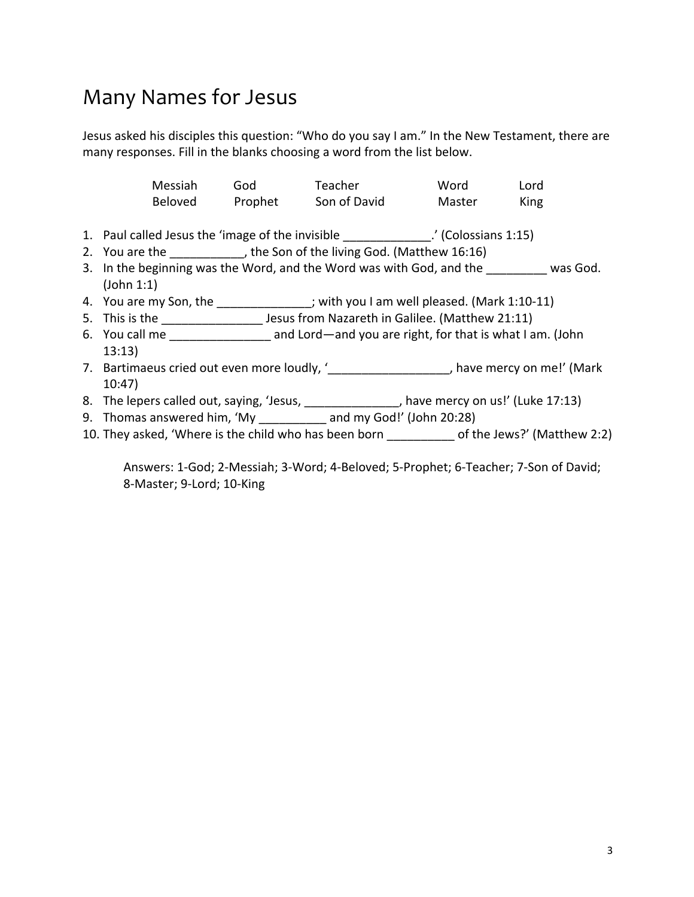# Many Names for Jesus

Jesus asked his disciples this question: "Who do you say I am." In the New Testament, there are many responses. Fill in the blanks choosing a word from the list below.

| Messiah | God | Teacher | Word | Lord |
|---|---|---|---|---|
| Beloved | Prophet | Son of David | Master | King |

1. Paul called Jesus the 'image of the invisible _____________.' (Colossians 1:15)
2. You are the ___________, the Son of the living God. (Matthew 16:16)
3. In the beginning was the Word, and the Word was with God, and the _________ was God. (John 1:1)
4. You are my Son, the ______________; with you I am well pleased. (Mark 1:10-11)
5. This is the _______________ Jesus from Nazareth in Galilee. (Matthew 21:11)
6. You call me _______________ and Lord—and you are right, for that is what I am. (John 13:13)
7. Bartimaeus cried out even more loudly, '__________________, have mercy on me!' (Mark 10:47)
8. The lepers called out, saying, 'Jesus, ______________, have mercy on us!' (Luke 17:13)
9. Thomas answered him, 'My __________ and my God!' (John 20:28)
10. They asked, 'Where is the child who has been born __________ of the Jews?' (Matthew 2:2)

Answers: 1-God; 2-Messiah; 3-Word; 4-Beloved; 5-Prophet; 6-Teacher; 7-Son of David; 8-Master; 9-Lord; 10-King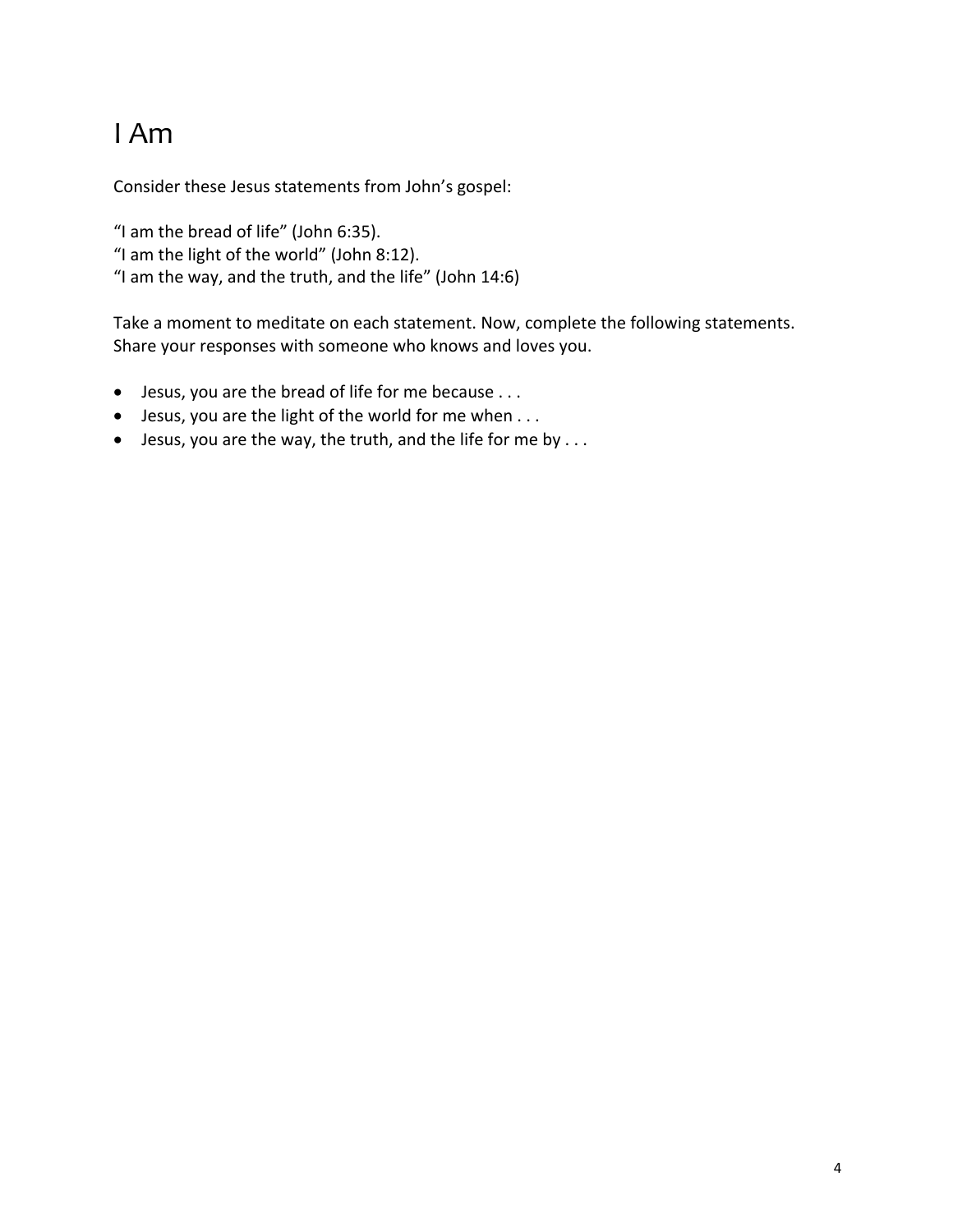# I Am

Consider these Jesus statements from John's gospel:

"I am the bread of life" (John 6:35).
"I am the light of the world" (John 8:12).
"I am the way, and the truth, and the life" (John 14:6)

Take a moment to meditate on each statement. Now, complete the following statements. Share your responses with someone who knows and loves you.

- Jesus, you are the bread of life for me because . . .
- Jesus, you are the light of the world for me when . . .
- Jesus, you are the way, the truth, and the life for me by . . .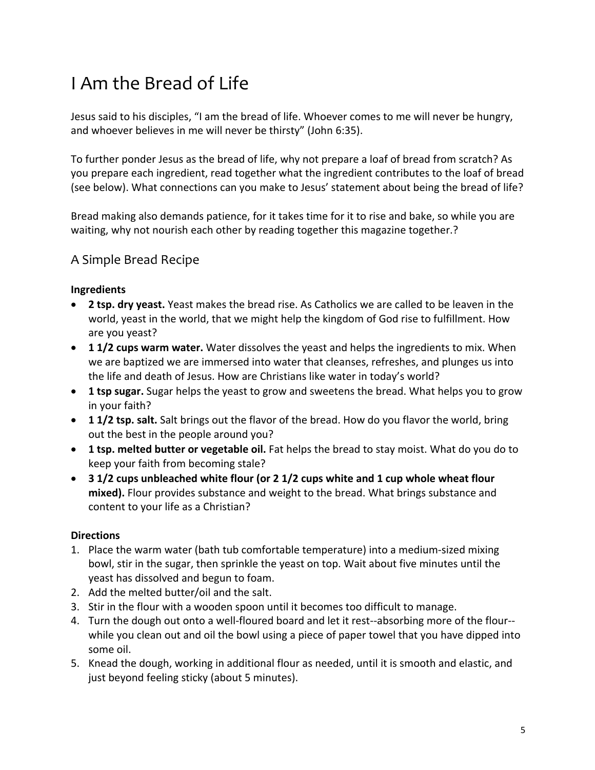# I Am the Bread of Life

Jesus said to his disciples, "I am the bread of life. Whoever comes to me will never be hungry, and whoever believes in me will never be thirsty" (John 6:35).

To further ponder Jesus as the bread of life, why not prepare a loaf of bread from scratch? As you prepare each ingredient, read together what the ingredient contributes to the loaf of bread (see below). What connections can you make to Jesus' statement about being the bread of life?

Bread making also demands patience, for it takes time for it to rise and bake, so while you are waiting, why not nourish each other by reading together this magazine together.?

## A Simple Bread Recipe

**Ingredients**

- **2 tsp. dry yeast.** Yeast makes the bread rise. As Catholics we are called to be leaven in the world, yeast in the world, that we might help the kingdom of God rise to fulfillment. How are you yeast?
- **1 1/2 cups warm water.** Water dissolves the yeast and helps the ingredients to mix. When we are baptized we are immersed into water that cleanses, refreshes, and plunges us into the life and death of Jesus. How are Christians like water in today's world?
- **1 tsp sugar.** Sugar helps the yeast to grow and sweetens the bread. What helps you to grow in your faith?
- **1 1/2 tsp. salt.** Salt brings out the flavor of the bread. How do you flavor the world, bring out the best in the people around you?
- **1 tsp. melted butter or vegetable oil.** Fat helps the bread to stay moist. What do you do to keep your faith from becoming stale?
- **3 1/2 cups unbleached white flour (or 2 1/2 cups white and 1 cup whole wheat flour mixed).** Flour provides substance and weight to the bread. What brings substance and content to your life as a Christian?

**Directions**

1. Place the warm water (bath tub comfortable temperature) into a medium-sized mixing bowl, stir in the sugar, then sprinkle the yeast on top. Wait about five minutes until the yeast has dissolved and begun to foam.
2. Add the melted butter/oil and the salt.
3. Stir in the flour with a wooden spoon until it becomes too difficult to manage.
4. Turn the dough out onto a well-floured board and let it rest--absorbing more of the flour--while you clean out and oil the bowl using a piece of paper towel that you have dipped into some oil.
5. Knead the dough, working in additional flour as needed, until it is smooth and elastic, and just beyond feeling sticky (about 5 minutes).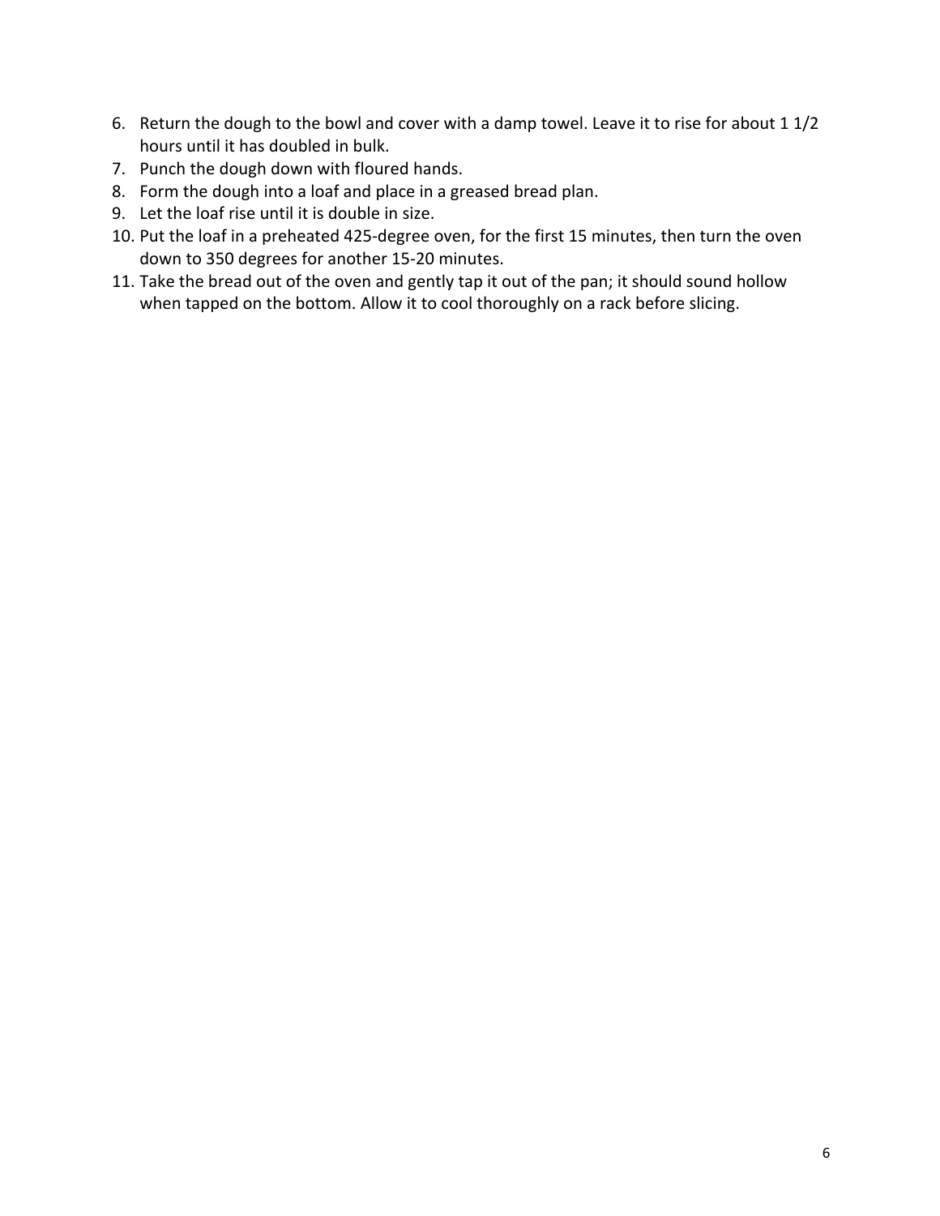6. Return the dough to the bowl and cover with a damp towel. Leave it to rise for about 1 1/2 hours until it has doubled in bulk.
7. Punch the dough down with floured hands.
8. Form the dough into a loaf and place in a greased bread plan.
9. Let the loaf rise until it is double in size.
10. Put the loaf in a preheated 425-degree oven, for the first 15 minutes, then turn the oven down to 350 degrees for another 15-20 minutes.
11. Take the bread out of the oven and gently tap it out of the pan; it should sound hollow when tapped on the bottom. Allow it to cool thoroughly on a rack before slicing.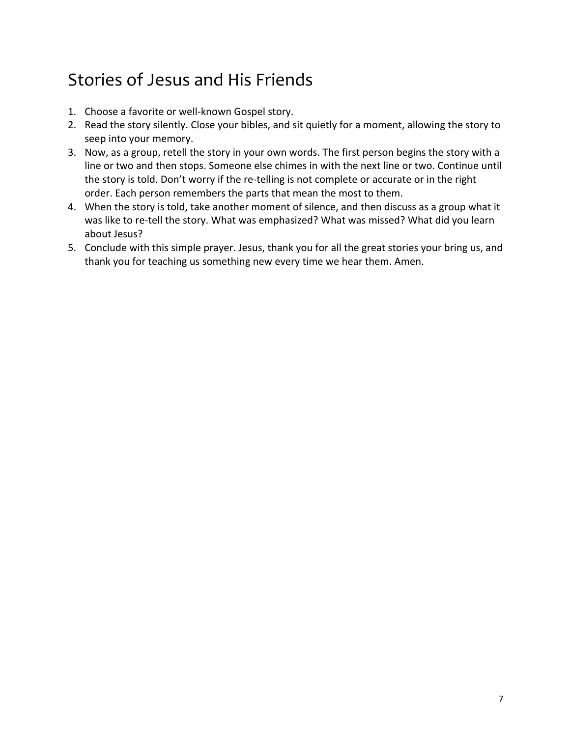# Stories of Jesus and His Friends

1. Choose a favorite or well-known Gospel story.
2. Read the story silently. Close your bibles, and sit quietly for a moment, allowing the story to seep into your memory.
3. Now, as a group, retell the story in your own words. The first person begins the story with a line or two and then stops. Someone else chimes in with the next line or two. Continue until the story is told. Don't worry if the re-telling is not complete or accurate or in the right order. Each person remembers the parts that mean the most to them.
4. When the story is told, take another moment of silence, and then discuss as a group what it was like to re-tell the story. What was emphasized? What was missed? What did you learn about Jesus?
5. Conclude with this simple prayer. Jesus, thank you for all the great stories your bring us, and thank you for teaching us something new every time we hear them. Amen.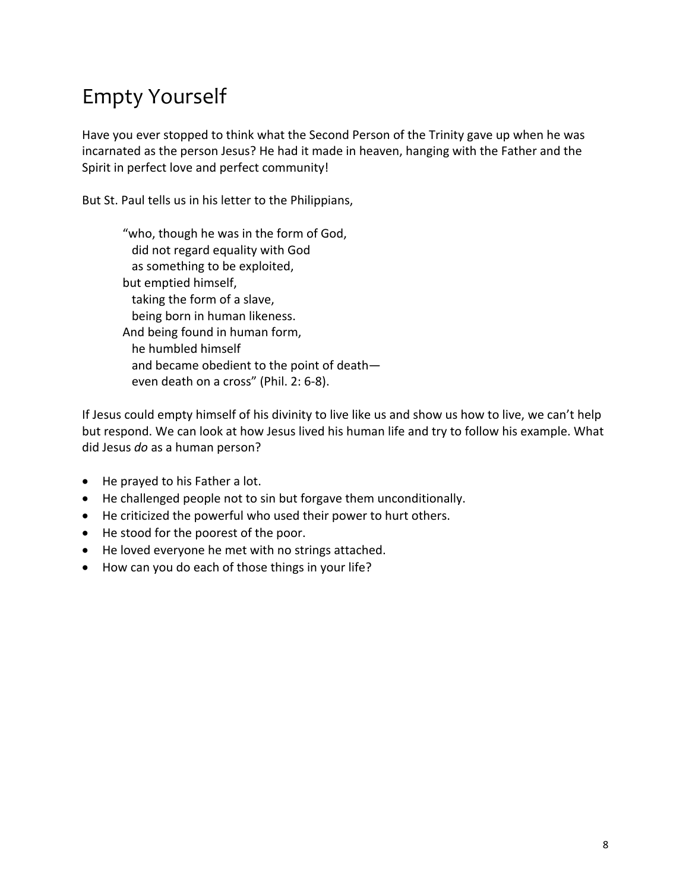# Empty Yourself

Have you ever stopped to think what the Second Person of the Trinity gave up when he was incarnated as the person Jesus? He had it made in heaven, hanging with the Father and the Spirit in perfect love and perfect community!

But St. Paul tells us in his letter to the Philippians,

> "who, though he was in the form of God,  
> did not regard equality with God  
> as something to be exploited,  
> but emptied himself,  
> taking the form of a slave,  
> being born in human likeness.  
> And being found in human form,  
> he humbled himself  
> and became obedient to the point of death—  
> even death on a cross" (Phil. 2: 6-8).

If Jesus could empty himself of his divinity to live like us and show us how to live, we can't help but respond. We can look at how Jesus lived his human life and try to follow his example. What did Jesus *do* as a human person?

- He prayed to his Father a lot.
- He challenged people not to sin but forgave them unconditionally.
- He criticized the powerful who used their power to hurt others.
- He stood for the poorest of the poor.
- He loved everyone he met with no strings attached.
- How can you do each of those things in your life?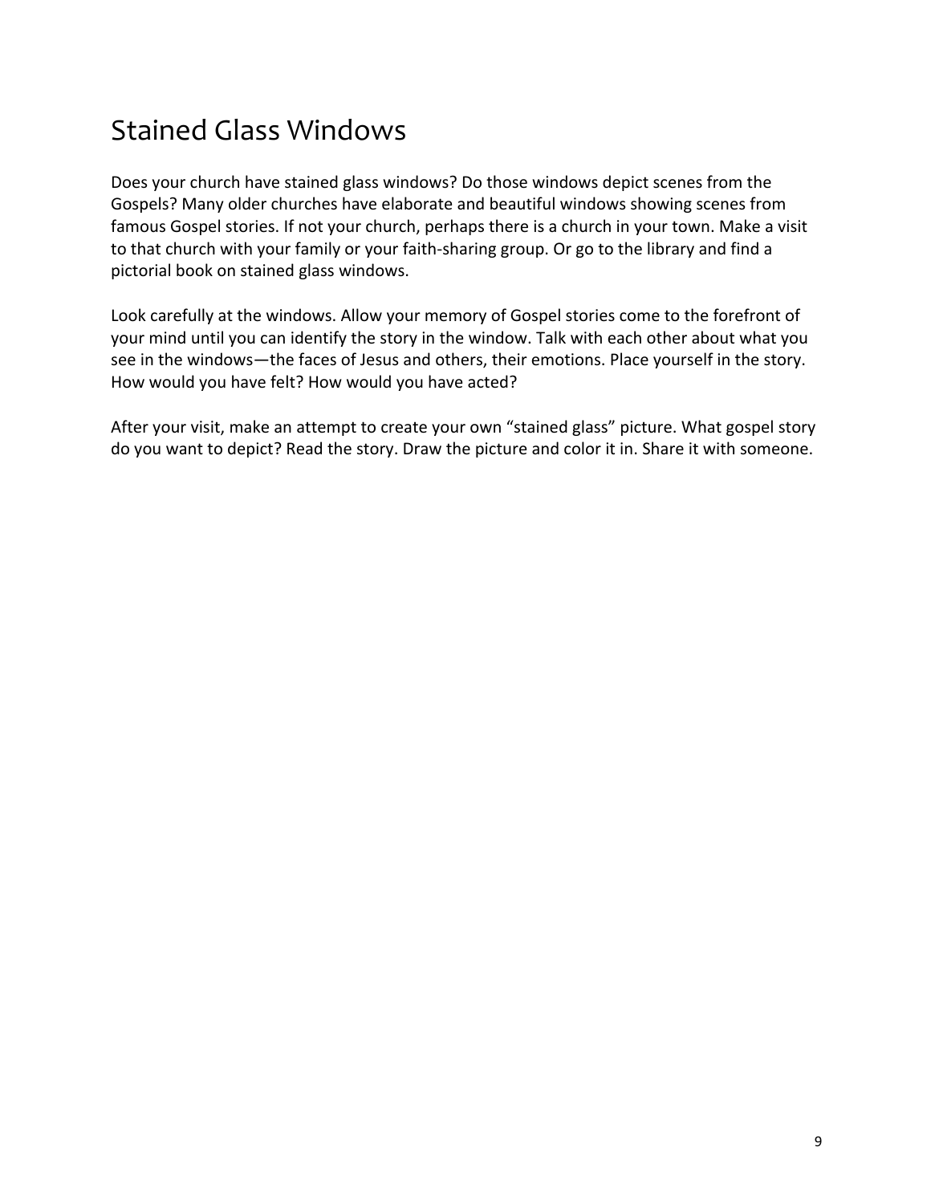# Stained Glass Windows

Does your church have stained glass windows? Do those windows depict scenes from the Gospels? Many older churches have elaborate and beautiful windows showing scenes from famous Gospel stories. If not your church, perhaps there is a church in your town. Make a visit to that church with your family or your faith-sharing group. Or go to the library and find a pictorial book on stained glass windows.

Look carefully at the windows. Allow your memory of Gospel stories come to the forefront of your mind until you can identify the story in the window. Talk with each other about what you see in the windows—the faces of Jesus and others, their emotions. Place yourself in the story. How would you have felt? How would you have acted?

After your visit, make an attempt to create your own “stained glass” picture. What gospel story do you want to depict? Read the story. Draw the picture and color it in. Share it with someone.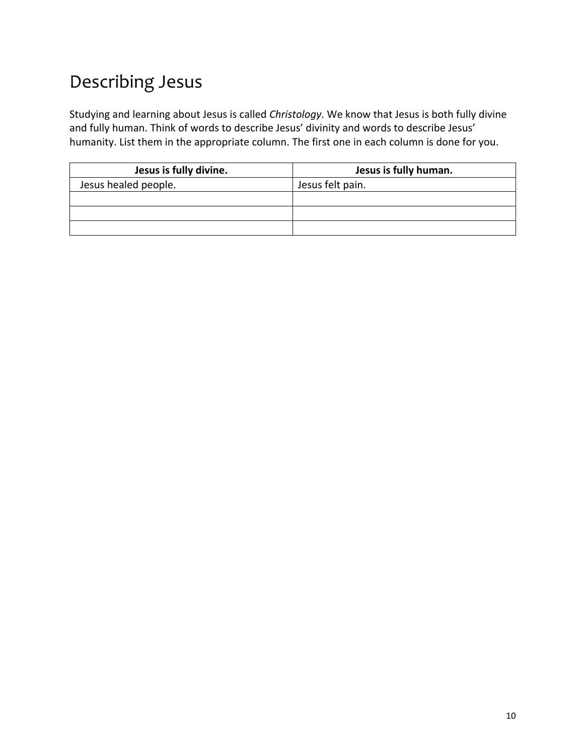# Describing Jesus

Studying and learning about Jesus is called *Christology*. We know that Jesus is both fully divine and fully human. Think of words to describe Jesus' divinity and words to describe Jesus' humanity. List them in the appropriate column. The first one in each column is done for you.

| **Jesus is fully divine.** | **Jesus is fully human.** |
| --- | --- |
| Jesus healed people. | Jesus felt pain. |
| | |
| | |
| | |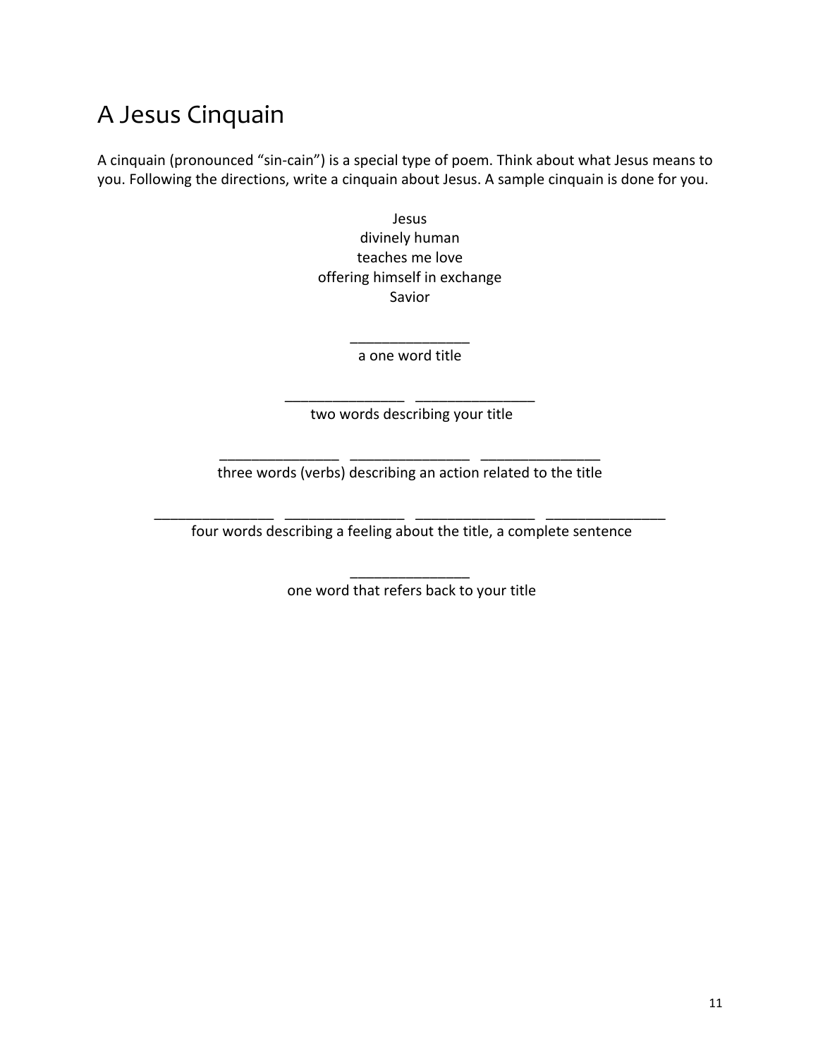# A Jesus Cinquain

A cinquain (pronounced "sin-cain") is a special type of poem. Think about what Jesus means to you. Following the directions, write a cinquain about Jesus. A sample cinquain is done for you.

Jesus  
divinely human  
teaches me love  
offering himself in exchange  
Savior

_______________  
a one word title

_______________ _______________  
two words describing your title

_______________ _______________ _______________  
three words (verbs) describing an action related to the title

_______________ _______________ _______________ _______________  
four words describing a feeling about the title, a complete sentence

_______________  
one word that refers back to your title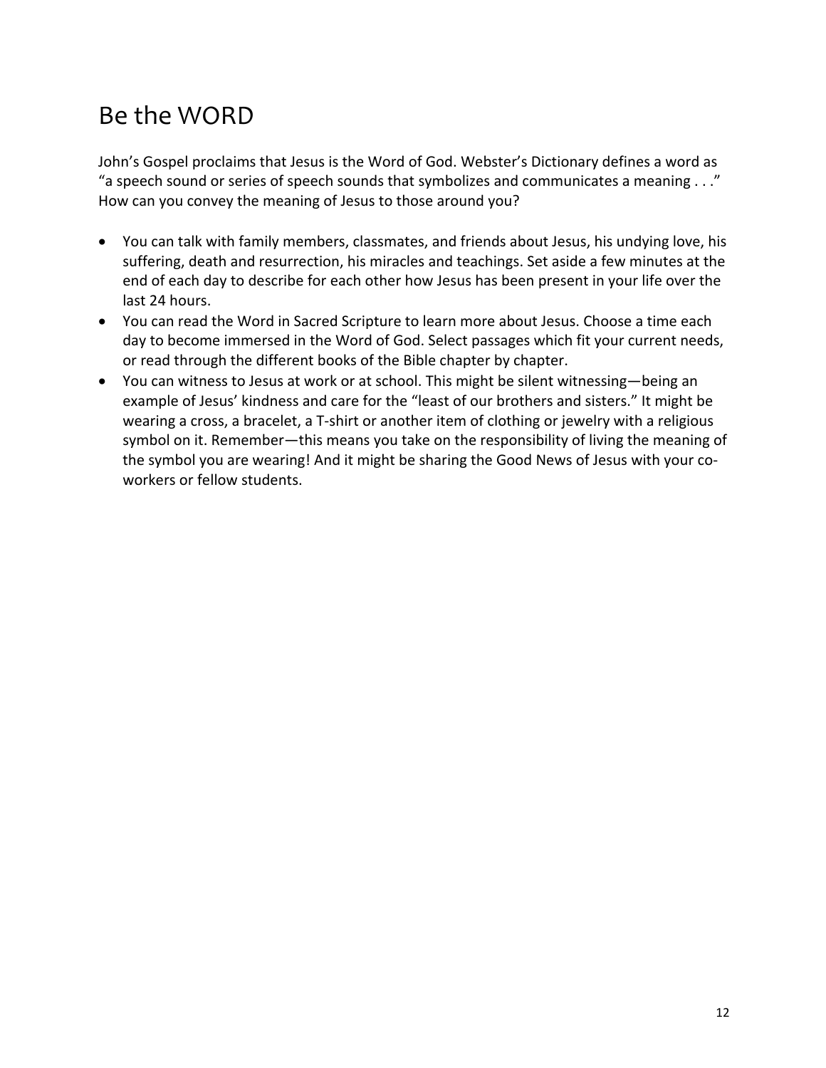# Be the WORD

John's Gospel proclaims that Jesus is the Word of God. Webster's Dictionary defines a word as "a speech sound or series of speech sounds that symbolizes and communicates a meaning . . ." How can you convey the meaning of Jesus to those around you?

- You can talk with family members, classmates, and friends about Jesus, his undying love, his suffering, death and resurrection, his miracles and teachings. Set aside a few minutes at the end of each day to describe for each other how Jesus has been present in your life over the last 24 hours.
- You can read the Word in Sacred Scripture to learn more about Jesus. Choose a time each day to become immersed in the Word of God. Select passages which fit your current needs, or read through the different books of the Bible chapter by chapter.
- You can witness to Jesus at work or at school. This might be silent witnessing—being an example of Jesus' kindness and care for the "least of our brothers and sisters." It might be wearing a cross, a bracelet, a T-shirt or another item of clothing or jewelry with a religious symbol on it. Remember—this means you take on the responsibility of living the meaning of the symbol you are wearing! And it might be sharing the Good News of Jesus with your co-workers or fellow students.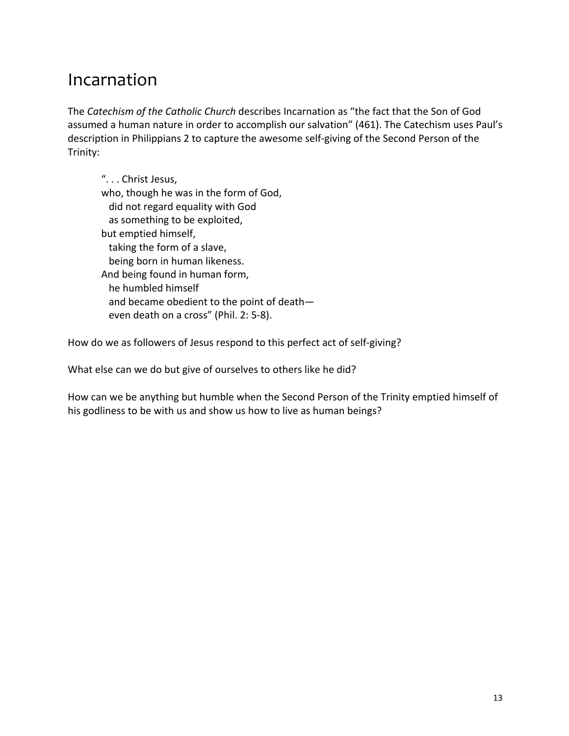# Incarnation

The *Catechism of the Catholic Church* describes Incarnation as "the fact that the Son of God assumed a human nature in order to accomplish our salvation" (461). The Catechism uses Paul's description in Philippians 2 to capture the awesome self-giving of the Second Person of the Trinity:

> ". . . Christ Jesus,  
> who, though he was in the form of God,  
> did not regard equality with God  
> as something to be exploited,  
> but emptied himself,  
> taking the form of a slave,  
> being born in human likeness.  
> And being found in human form,  
> he humbled himself  
> and became obedient to the point of death—  
> even death on a cross" (Phil. 2: 5-8).

How do we as followers of Jesus respond to this perfect act of self-giving?

What else can we do but give of ourselves to others like he did?

How can we be anything but humble when the Second Person of the Trinity emptied himself of his godliness to be with us and show us how to live as human beings?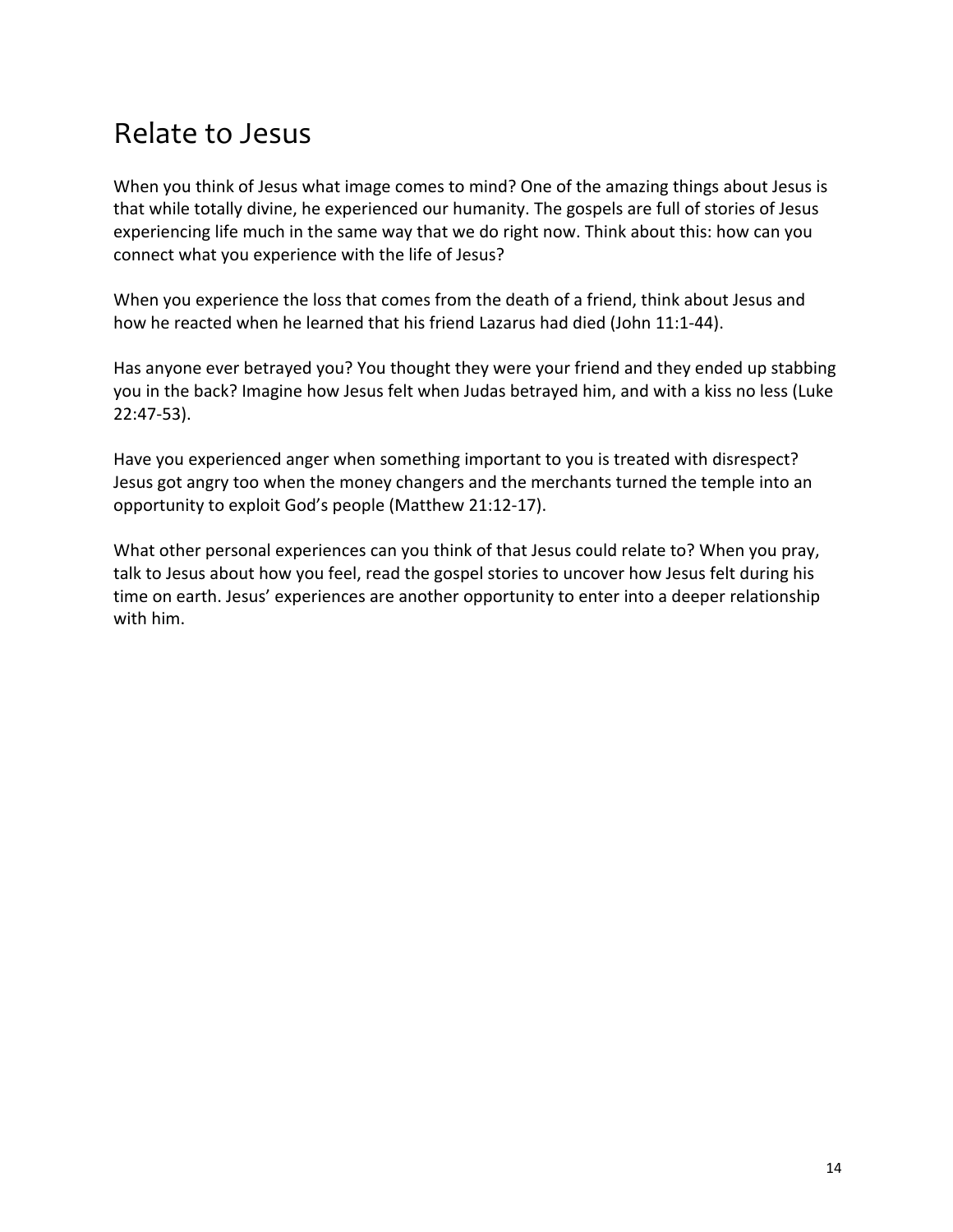# Relate to Jesus

When you think of Jesus what image comes to mind? One of the amazing things about Jesus is that while totally divine, he experienced our humanity. The gospels are full of stories of Jesus experiencing life much in the same way that we do right now. Think about this: how can you connect what you experience with the life of Jesus?

When you experience the loss that comes from the death of a friend, think about Jesus and how he reacted when he learned that his friend Lazarus had died (John 11:1-44).

Has anyone ever betrayed you? You thought they were your friend and they ended up stabbing you in the back? Imagine how Jesus felt when Judas betrayed him, and with a kiss no less (Luke 22:47-53).

Have you experienced anger when something important to you is treated with disrespect? Jesus got angry too when the money changers and the merchants turned the temple into an opportunity to exploit God's people (Matthew 21:12-17).

What other personal experiences can you think of that Jesus could relate to? When you pray, talk to Jesus about how you feel, read the gospel stories to uncover how Jesus felt during his time on earth. Jesus' experiences are another opportunity to enter into a deeper relationship with him.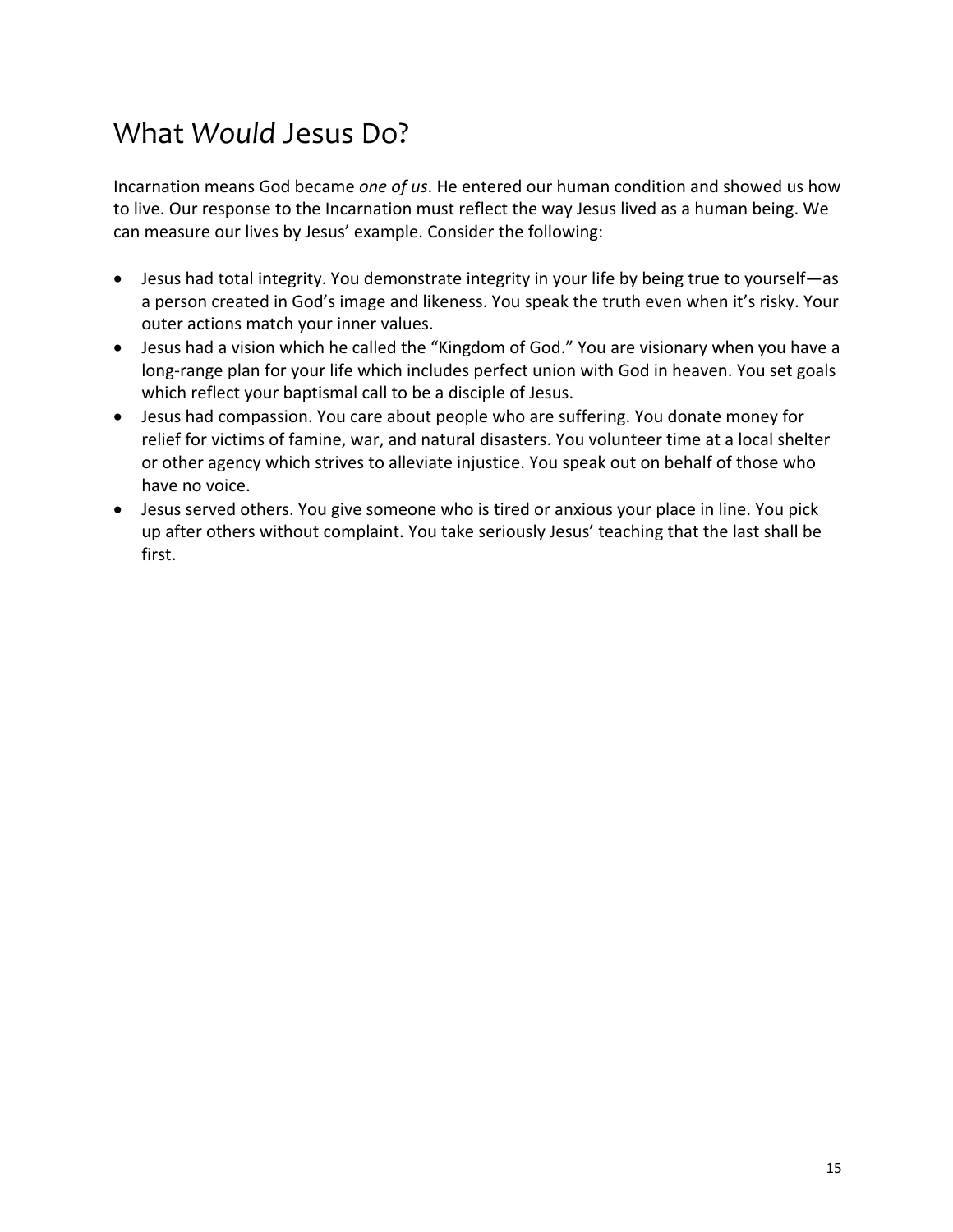# What *Would* Jesus Do?

Incarnation means God became *one of us*. He entered our human condition and showed us how to live. Our response to the Incarnation must reflect the way Jesus lived as a human being. We can measure our lives by Jesus' example. Consider the following:

- Jesus had total integrity. You demonstrate integrity in your life by being true to yourself—as a person created in God's image and likeness. You speak the truth even when it's risky. Your outer actions match your inner values.
- Jesus had a vision which he called the "Kingdom of God." You are visionary when you have a long-range plan for your life which includes perfect union with God in heaven. You set goals which reflect your baptismal call to be a disciple of Jesus.
- Jesus had compassion. You care about people who are suffering. You donate money for relief for victims of famine, war, and natural disasters. You volunteer time at a local shelter or other agency which strives to alleviate injustice. You speak out on behalf of those who have no voice.
- Jesus served others. You give someone who is tired or anxious your place in line. You pick up after others without complaint. You take seriously Jesus' teaching that the last shall be first.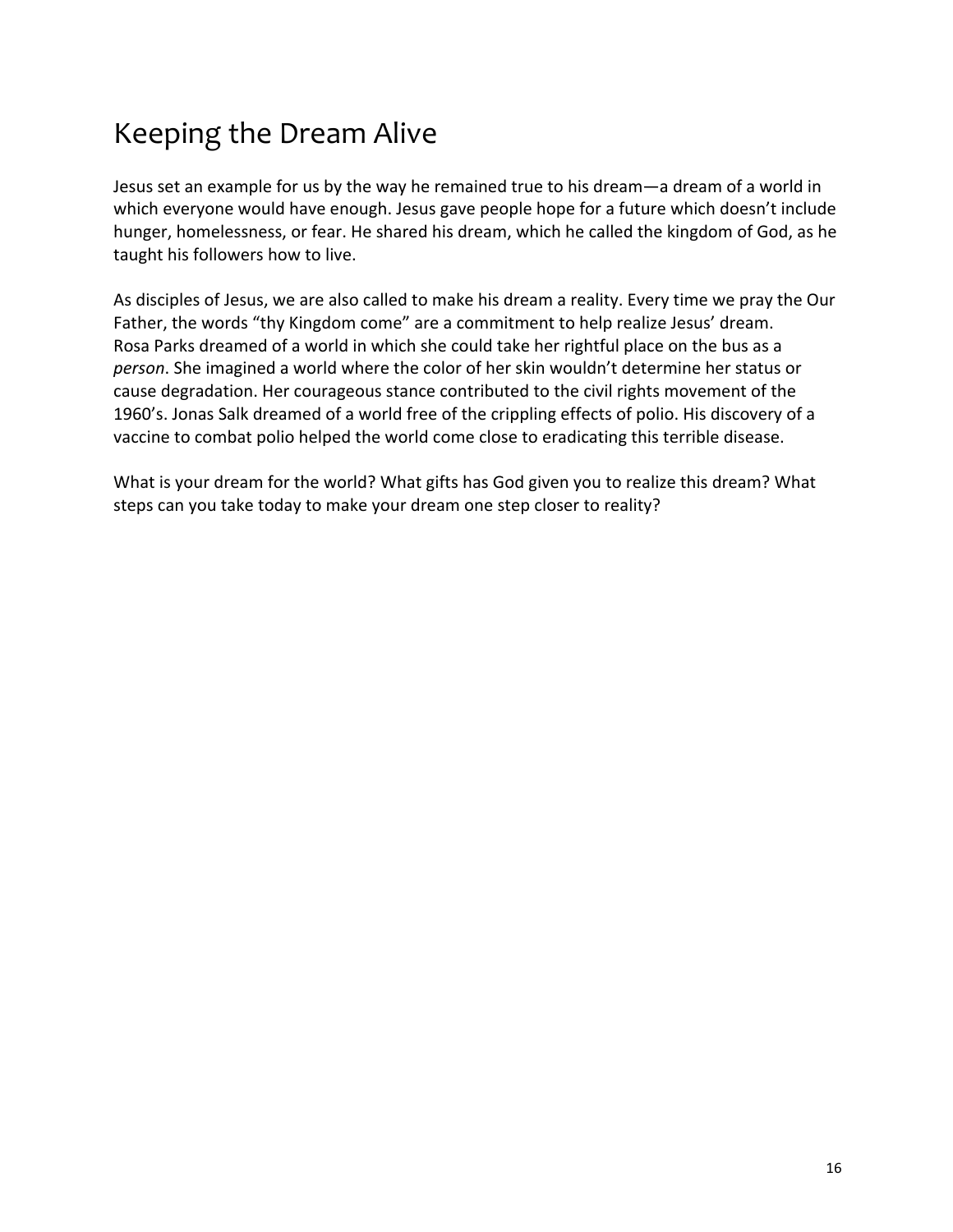# Keeping the Dream Alive

Jesus set an example for us by the way he remained true to his dream—a dream of a world in which everyone would have enough. Jesus gave people hope for a future which doesn't include hunger, homelessness, or fear. He shared his dream, which he called the kingdom of God, as he taught his followers how to live.

As disciples of Jesus, we are also called to make his dream a reality. Every time we pray the Our Father, the words "thy Kingdom come" are a commitment to help realize Jesus' dream. Rosa Parks dreamed of a world in which she could take her rightful place on the bus as a *person*. She imagined a world where the color of her skin wouldn't determine her status or cause degradation. Her courageous stance contributed to the civil rights movement of the 1960's. Jonas Salk dreamed of a world free of the crippling effects of polio. His discovery of a vaccine to combat polio helped the world come close to eradicating this terrible disease.

What is your dream for the world? What gifts has God given you to realize this dream? What steps can you take today to make your dream one step closer to reality?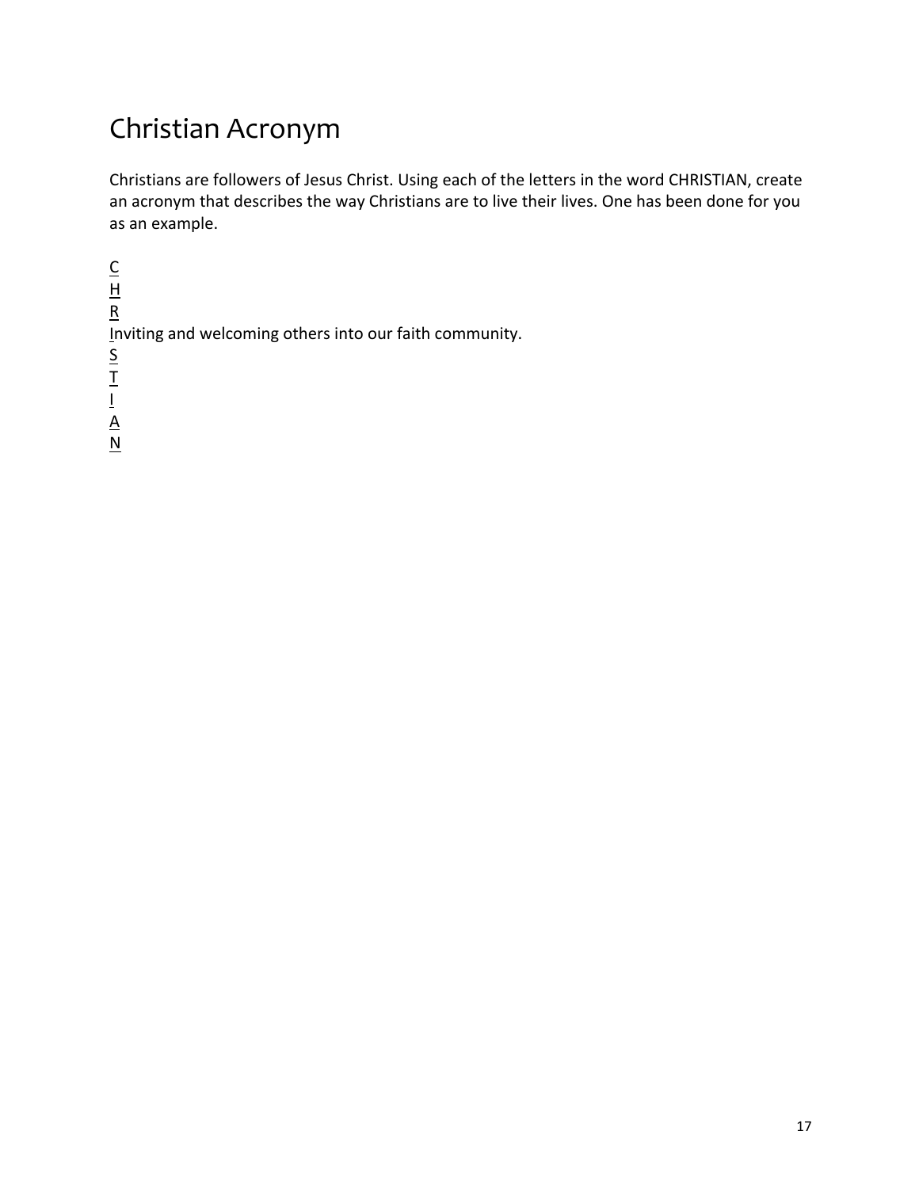# Christian Acronym

Christians are followers of Jesus Christ. Using each of the letters in the word CHRISTIAN, create an acronym that describes the way Christians are to live their lives. One has been done for you as an example.

C
H
R
Inviting and welcoming others into our faith community.
S
T
I
A
N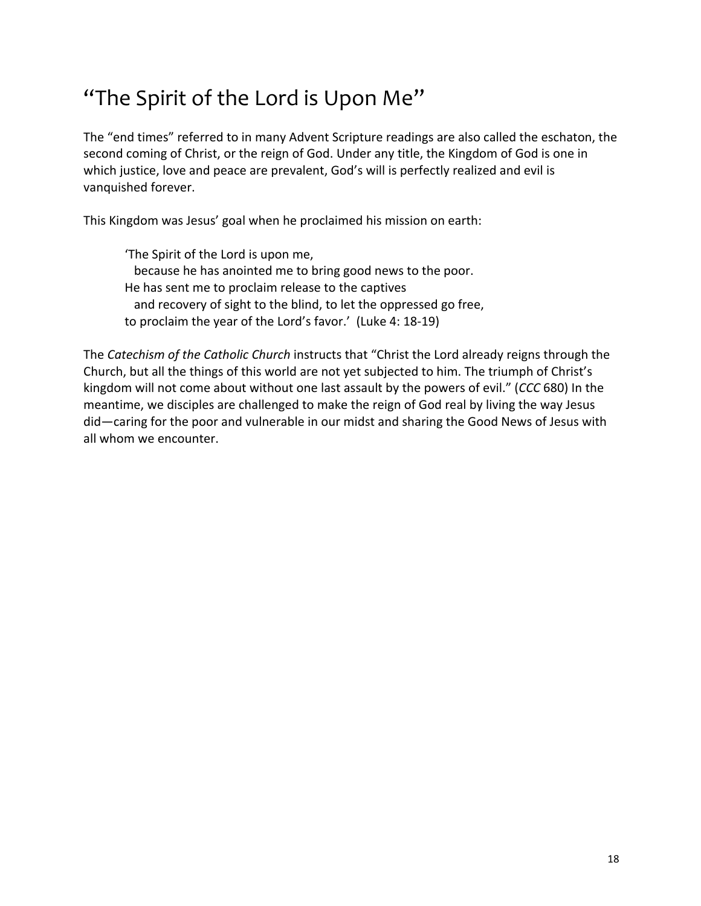# "The Spirit of the Lord is Upon Me"

The "end times" referred to in many Advent Scripture readings are also called the eschaton, the second coming of Christ, or the reign of God. Under any title, the Kingdom of God is one in which justice, love and peace are prevalent, God's will is perfectly realized and evil is vanquished forever.

This Kingdom was Jesus' goal when he proclaimed his mission on earth:

> 'The Spirit of the Lord is upon me,
>   because he has anointed me to bring good news to the poor.
> He has sent me to proclaim release to the captives
>   and recovery of sight to the blind, to let the oppressed go free,
> to proclaim the year of the Lord's favor.' (Luke 4: 18-19)

The *Catechism of the Catholic Church* instructs that "Christ the Lord already reigns through the Church, but all the things of this world are not yet subjected to him. The triumph of Christ's kingdom will not come about without one last assault by the powers of evil." (*CCC* 680) In the meantime, we disciples are challenged to make the reign of God real by living the way Jesus did—caring for the poor and vulnerable in our midst and sharing the Good News of Jesus with all whom we encounter.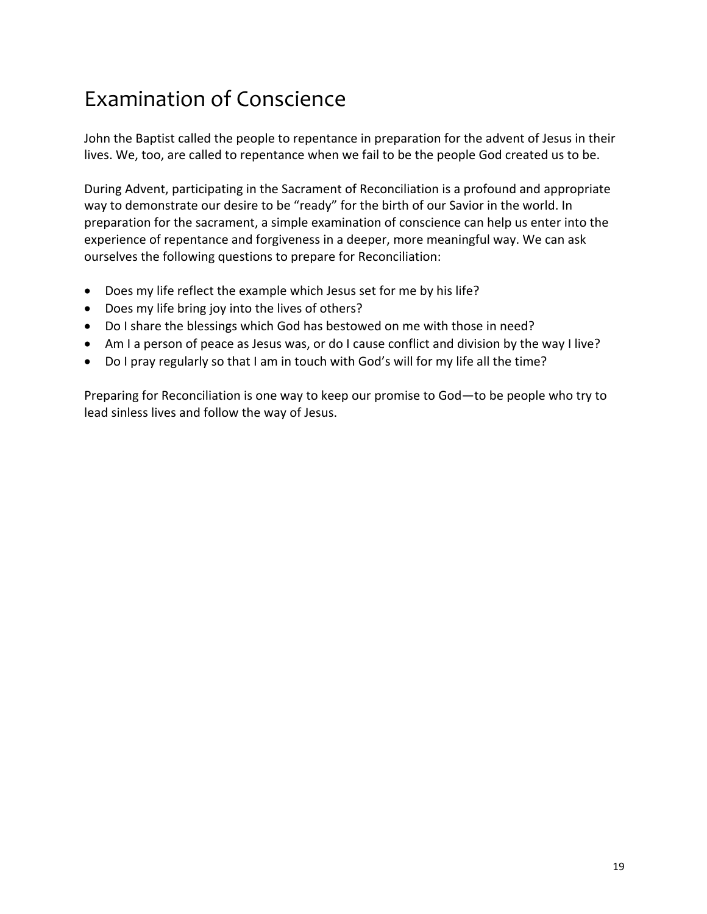# Examination of Conscience

John the Baptist called the people to repentance in preparation for the advent of Jesus in their lives. We, too, are called to repentance when we fail to be the people God created us to be.

During Advent, participating in the Sacrament of Reconciliation is a profound and appropriate way to demonstrate our desire to be "ready" for the birth of our Savior in the world. In preparation for the sacrament, a simple examination of conscience can help us enter into the experience of repentance and forgiveness in a deeper, more meaningful way. We can ask ourselves the following questions to prepare for Reconciliation:

- Does my life reflect the example which Jesus set for me by his life?
- Does my life bring joy into the lives of others?
- Do I share the blessings which God has bestowed on me with those in need?
- Am I a person of peace as Jesus was, or do I cause conflict and division by the way I live?
- Do I pray regularly so that I am in touch with God's will for my life all the time?

Preparing for Reconciliation is one way to keep our promise to God—to be people who try to lead sinless lives and follow the way of Jesus.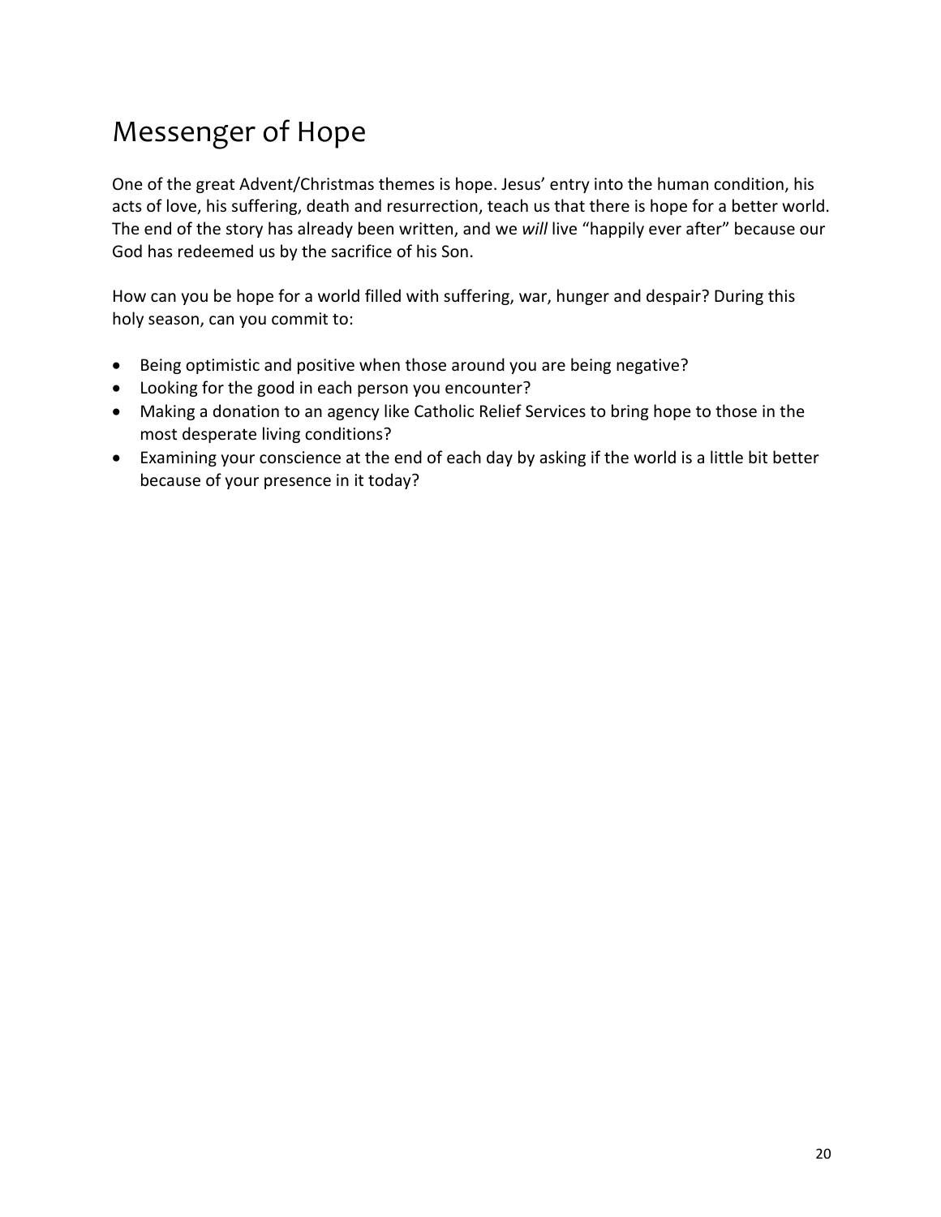# Messenger of Hope

One of the great Advent/Christmas themes is hope. Jesus' entry into the human condition, his acts of love, his suffering, death and resurrection, teach us that there is hope for a better world. The end of the story has already been written, and we *will* live "happily ever after" because our God has redeemed us by the sacrifice of his Son.

How can you be hope for a world filled with suffering, war, hunger and despair? During this holy season, can you commit to:

- Being optimistic and positive when those around you are being negative?
- Looking for the good in each person you encounter?
- Making a donation to an agency like Catholic Relief Services to bring hope to those in the most desperate living conditions?
- Examining your conscience at the end of each day by asking if the world is a little bit better because of your presence in it today?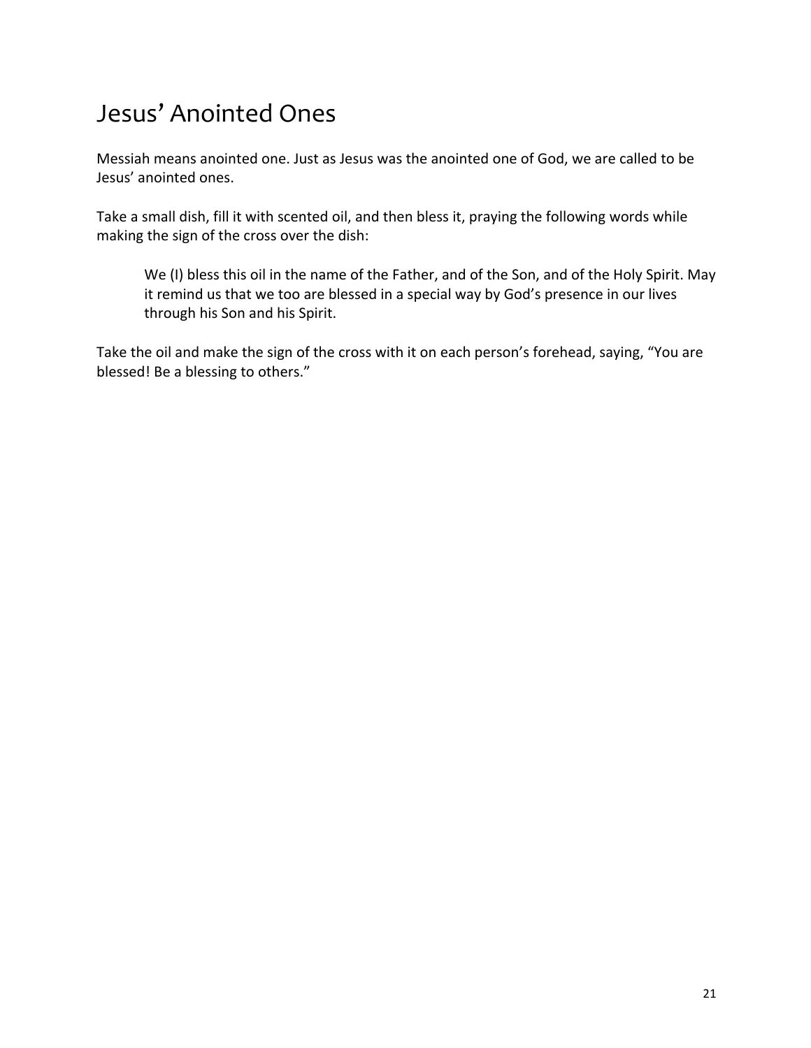# Jesus' Anointed Ones

Messiah means anointed one. Just as Jesus was the anointed one of God, we are called to be Jesus' anointed ones.

Take a small dish, fill it with scented oil, and then bless it, praying the following words while making the sign of the cross over the dish:

> We (I) bless this oil in the name of the Father, and of the Son, and of the Holy Spirit. May it remind us that we too are blessed in a special way by God's presence in our lives through his Son and his Spirit.

Take the oil and make the sign of the cross with it on each person's forehead, saying, "You are blessed! Be a blessing to others."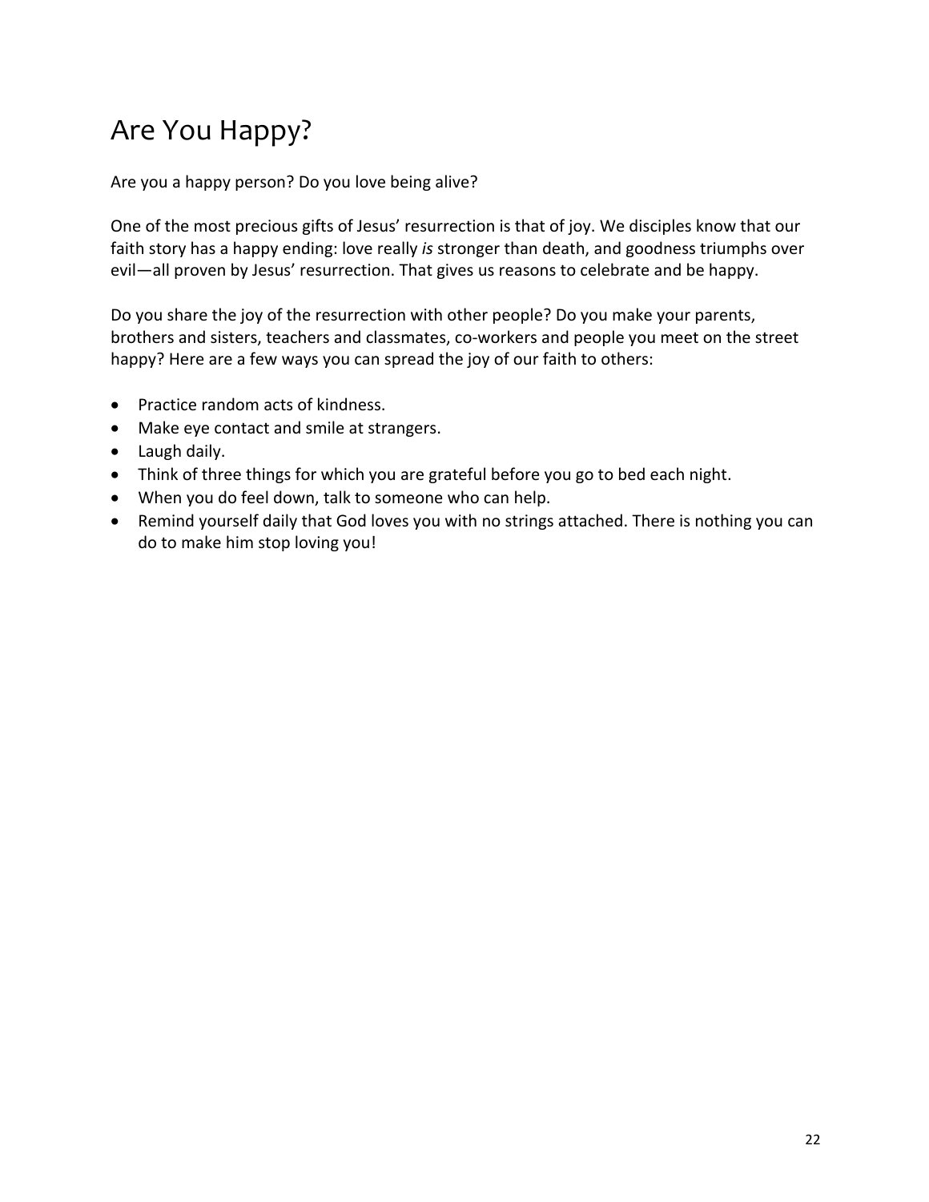# Are You Happy?

Are you a happy person? Do you love being alive?

One of the most precious gifts of Jesus' resurrection is that of joy. We disciples know that our faith story has a happy ending: love really *is* stronger than death, and goodness triumphs over evil—all proven by Jesus' resurrection. That gives us reasons to celebrate and be happy.

Do you share the joy of the resurrection with other people? Do you make your parents, brothers and sisters, teachers and classmates, co-workers and people you meet on the street happy? Here are a few ways you can spread the joy of our faith to others:

- Practice random acts of kindness.
- Make eye contact and smile at strangers.
- Laugh daily.
- Think of three things for which you are grateful before you go to bed each night.
- When you do feel down, talk to someone who can help.
- Remind yourself daily that God loves you with no strings attached. There is nothing you can do to make him stop loving you!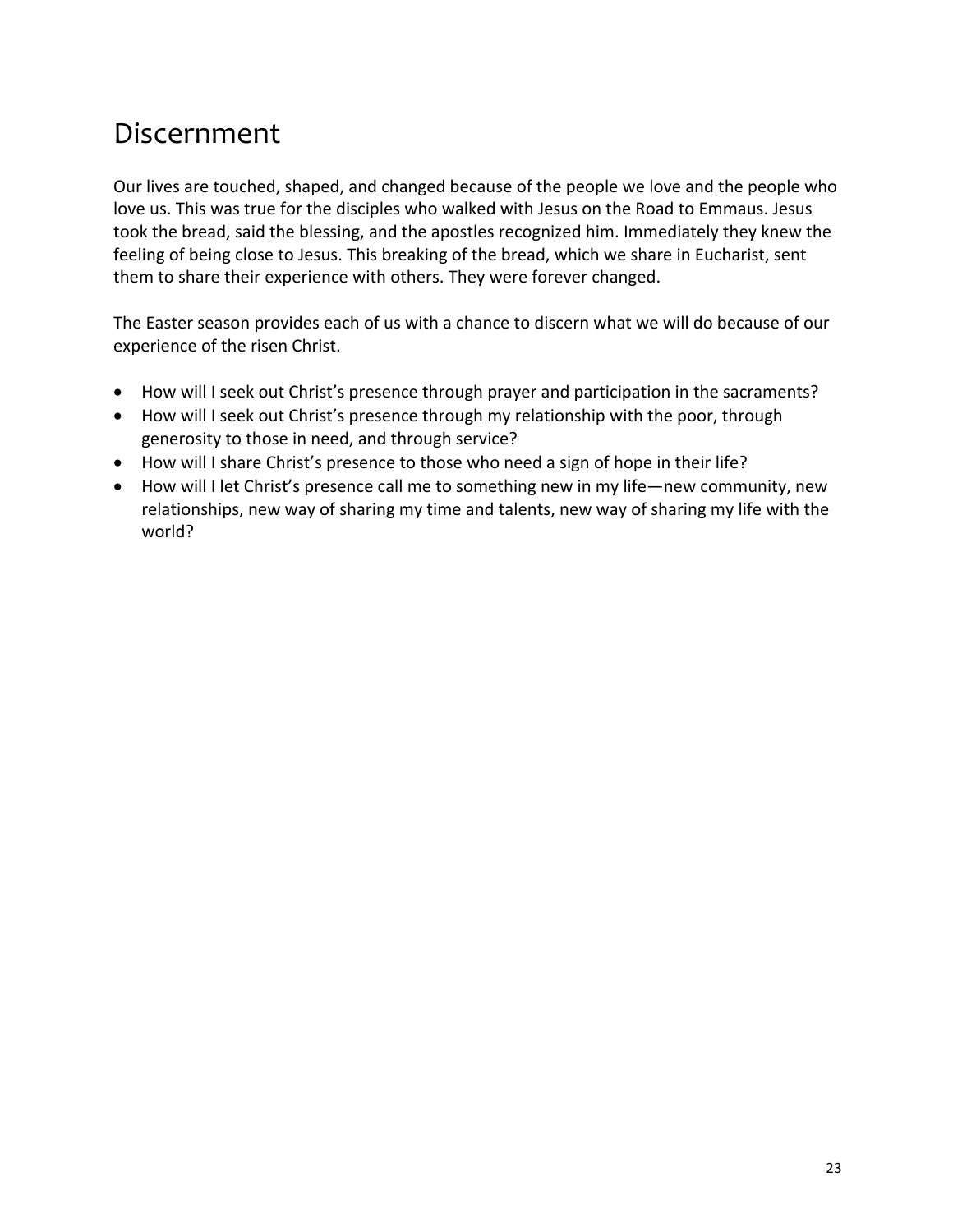# Discernment

Our lives are touched, shaped, and changed because of the people we love and the people who love us. This was true for the disciples who walked with Jesus on the Road to Emmaus. Jesus took the bread, said the blessing, and the apostles recognized him. Immediately they knew the feeling of being close to Jesus. This breaking of the bread, which we share in Eucharist, sent them to share their experience with others. They were forever changed.

The Easter season provides each of us with a chance to discern what we will do because of our experience of the risen Christ.

- How will I seek out Christ's presence through prayer and participation in the sacraments?
- How will I seek out Christ's presence through my relationship with the poor, through generosity to those in need, and through service?
- How will I share Christ's presence to those who need a sign of hope in their life?
- How will I let Christ's presence call me to something new in my life—new community, new relationships, new way of sharing my time and talents, new way of sharing my life with the world?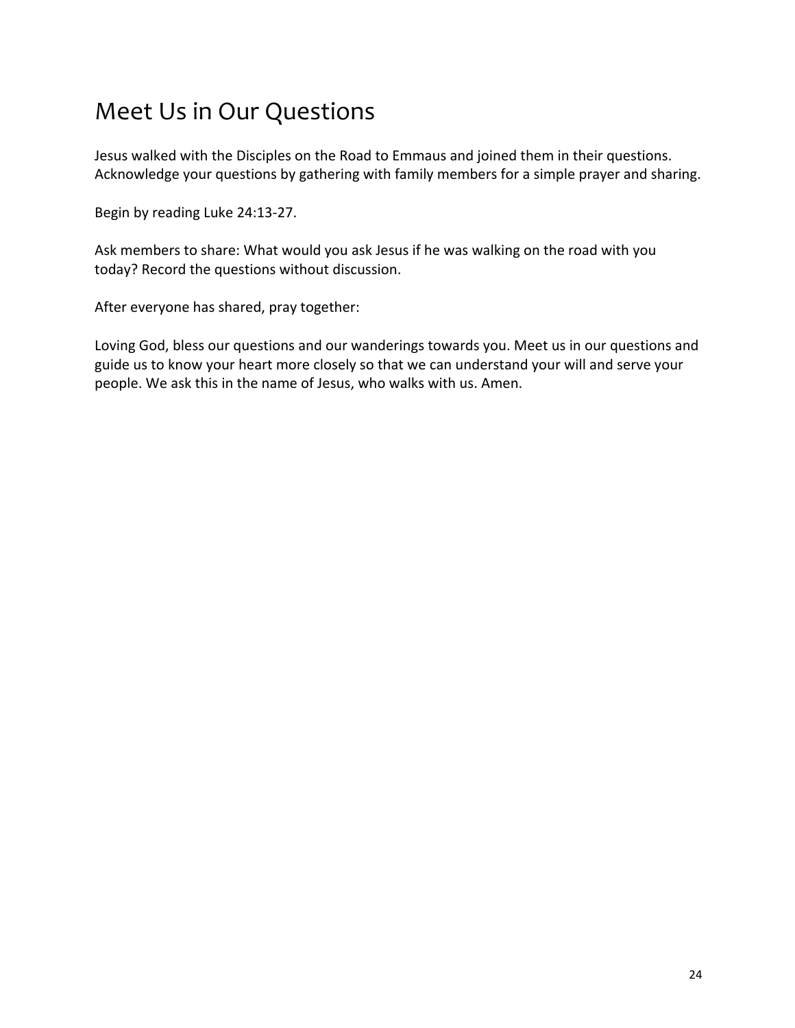# Meet Us in Our Questions

Jesus walked with the Disciples on the Road to Emmaus and joined them in their questions. Acknowledge your questions by gathering with family members for a simple prayer and sharing.

Begin by reading Luke 24:13-27.

Ask members to share: What would you ask Jesus if he was walking on the road with you today? Record the questions without discussion.

After everyone has shared, pray together:

Loving God, bless our questions and our wanderings towards you. Meet us in our questions and guide us to know your heart more closely so that we can understand your will and serve your people. We ask this in the name of Jesus, who walks with us. Amen.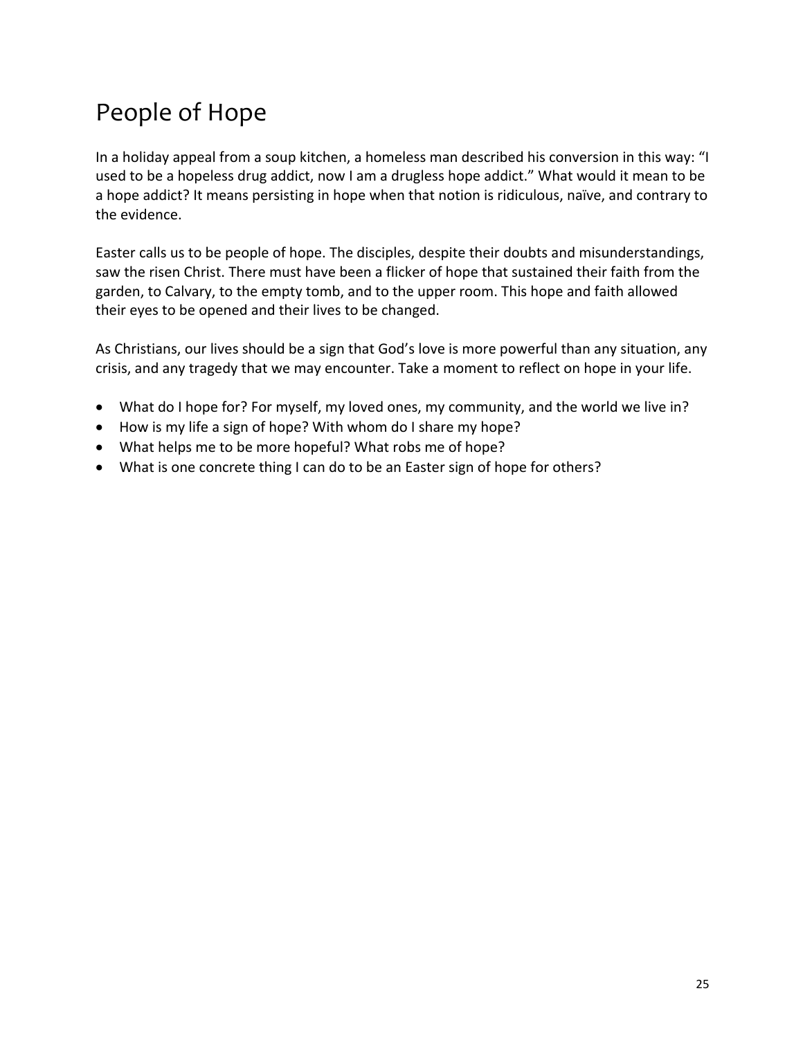# People of Hope

In a holiday appeal from a soup kitchen, a homeless man described his conversion in this way: “I used to be a hopeless drug addict, now I am a drugless hope addict.” What would it mean to be a hope addict? It means persisting in hope when that notion is ridiculous, naïve, and contrary to the evidence.

Easter calls us to be people of hope. The disciples, despite their doubts and misunderstandings, saw the risen Christ. There must have been a flicker of hope that sustained their faith from the garden, to Calvary, to the empty tomb, and to the upper room. This hope and faith allowed their eyes to be opened and their lives to be changed.

As Christians, our lives should be a sign that God’s love is more powerful than any situation, any crisis, and any tragedy that we may encounter. Take a moment to reflect on hope in your life.

- What do I hope for? For myself, my loved ones, my community, and the world we live in?
- How is my life a sign of hope? With whom do I share my hope?
- What helps me to be more hopeful? What robs me of hope?
- What is one concrete thing I can do to be an Easter sign of hope for others?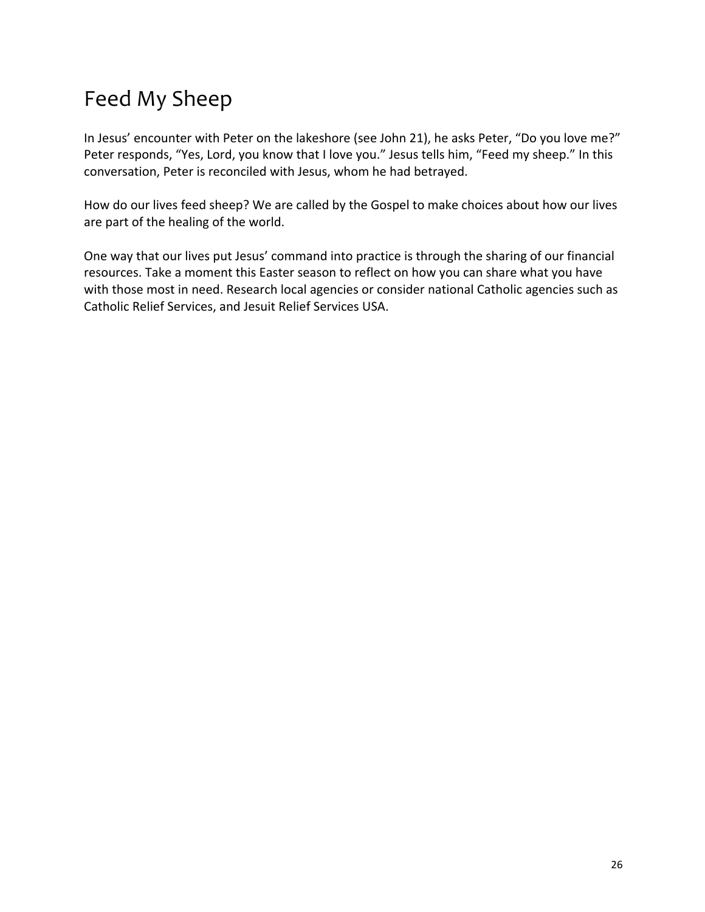# Feed My Sheep

In Jesus' encounter with Peter on the lakeshore (see John 21), he asks Peter, "Do you love me?" Peter responds, "Yes, Lord, you know that I love you." Jesus tells him, "Feed my sheep." In this conversation, Peter is reconciled with Jesus, whom he had betrayed.

How do our lives feed sheep? We are called by the Gospel to make choices about how our lives are part of the healing of the world.

One way that our lives put Jesus' command into practice is through the sharing of our financial resources. Take a moment this Easter season to reflect on how you can share what you have with those most in need. Research local agencies or consider national Catholic agencies such as Catholic Relief Services, and Jesuit Relief Services USA.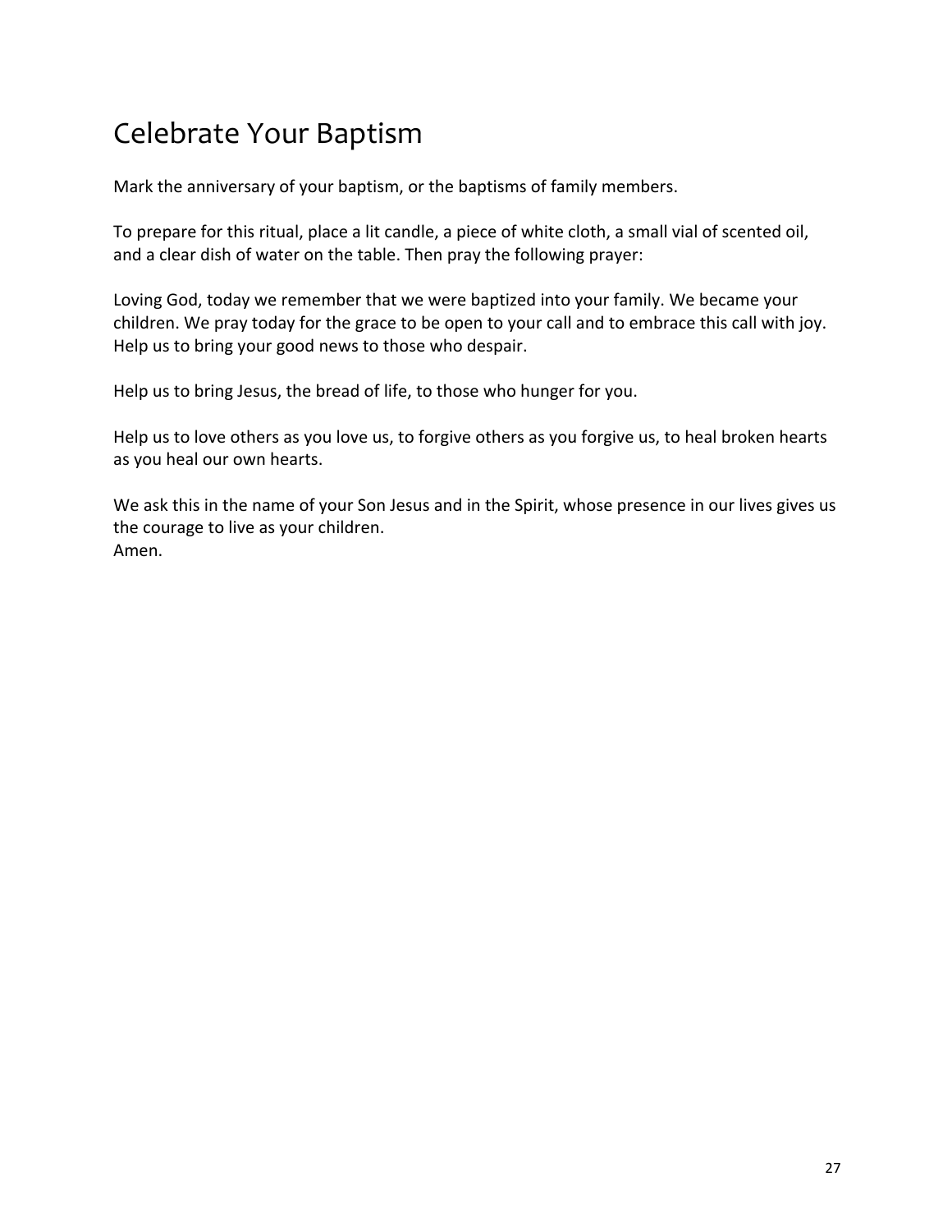# Celebrate Your Baptism

Mark the anniversary of your baptism, or the baptisms of family members.

To prepare for this ritual, place a lit candle, a piece of white cloth, a small vial of scented oil, and a clear dish of water on the table. Then pray the following prayer:

Loving God, today we remember that we were baptized into your family. We became your children. We pray today for the grace to be open to your call and to embrace this call with joy. Help us to bring your good news to those who despair.

Help us to bring Jesus, the bread of life, to those who hunger for you.

Help us to love others as you love us, to forgive others as you forgive us, to heal broken hearts as you heal our own hearts.

We ask this in the name of your Son Jesus and in the Spirit, whose presence in our lives gives us the courage to live as your children.
Amen.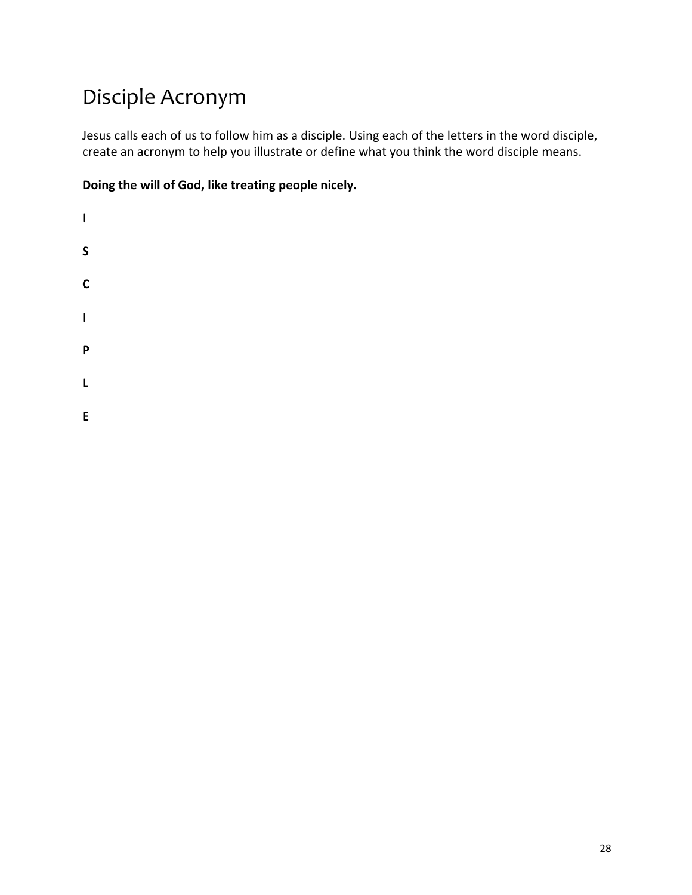# Disciple Acronym

Jesus calls each of us to follow him as a disciple. Using each of the letters in the word disciple, create an acronym to help you illustrate or define what you think the word disciple means.

**Doing the will of God, like treating people nicely.**

**I**

**S**

**C**

**I**

**P**

**L**

**E**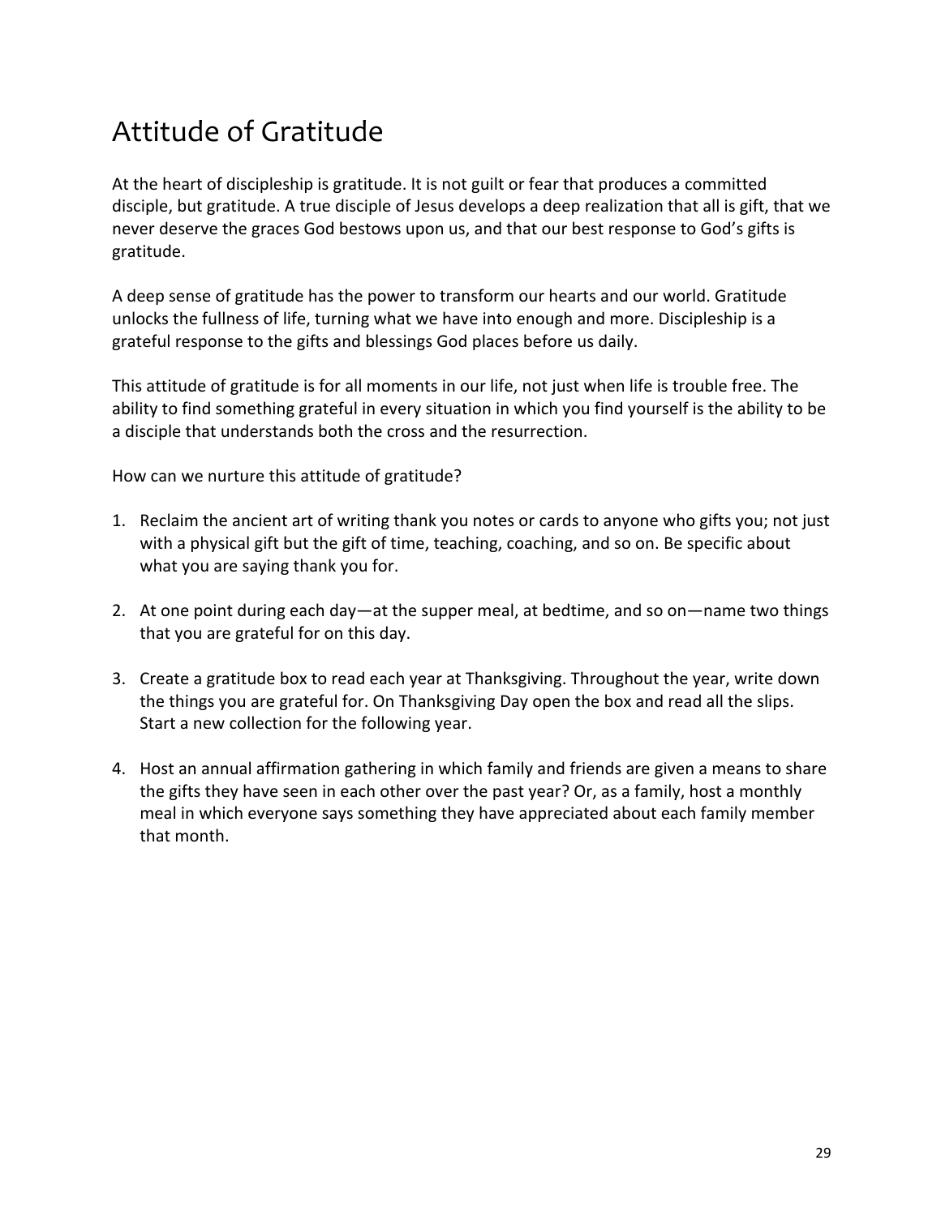# Attitude of Gratitude

At the heart of discipleship is gratitude. It is not guilt or fear that produces a committed disciple, but gratitude. A true disciple of Jesus develops a deep realization that all is gift, that we never deserve the graces God bestows upon us, and that our best response to God's gifts is gratitude.

A deep sense of gratitude has the power to transform our hearts and our world. Gratitude unlocks the fullness of life, turning what we have into enough and more. Discipleship is a grateful response to the gifts and blessings God places before us daily.

This attitude of gratitude is for all moments in our life, not just when life is trouble free. The ability to find something grateful in every situation in which you find yourself is the ability to be a disciple that understands both the cross and the resurrection.

How can we nurture this attitude of gratitude?

1. Reclaim the ancient art of writing thank you notes or cards to anyone who gifts you; not just with a physical gift but the gift of time, teaching, coaching, and so on. Be specific about what you are saying thank you for.

2. At one point during each day—at the supper meal, at bedtime, and so on—name two things that you are grateful for on this day.

3. Create a gratitude box to read each year at Thanksgiving. Throughout the year, write down the things you are grateful for. On Thanksgiving Day open the box and read all the slips. Start a new collection for the following year.

4. Host an annual affirmation gathering in which family and friends are given a means to share the gifts they have seen in each other over the past year? Or, as a family, host a monthly meal in which everyone says something they have appreciated about each family member that month.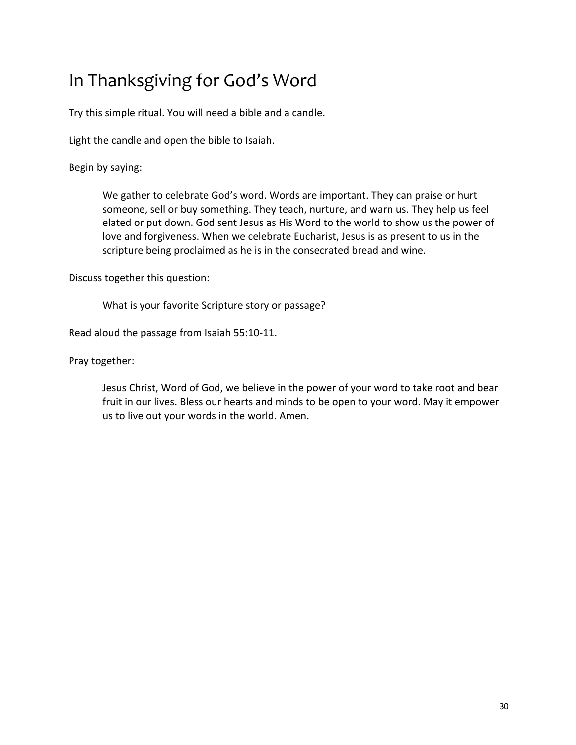# In Thanksgiving for God's Word

Try this simple ritual. You will need a bible and a candle.

Light the candle and open the bible to Isaiah.

Begin by saying:

> We gather to celebrate God's word. Words are important. They can praise or hurt someone, sell or buy something. They teach, nurture, and warn us. They help us feel elated or put down. God sent Jesus as His Word to the world to show us the power of love and forgiveness. When we celebrate Eucharist, Jesus is as present to us in the scripture being proclaimed as he is in the consecrated bread and wine.

Discuss together this question:

> What is your favorite Scripture story or passage?

Read aloud the passage from Isaiah 55:10-11.

Pray together:

> Jesus Christ, Word of God, we believe in the power of your word to take root and bear fruit in our lives. Bless our hearts and minds to be open to your word. May it empower us to live out your words in the world. Amen.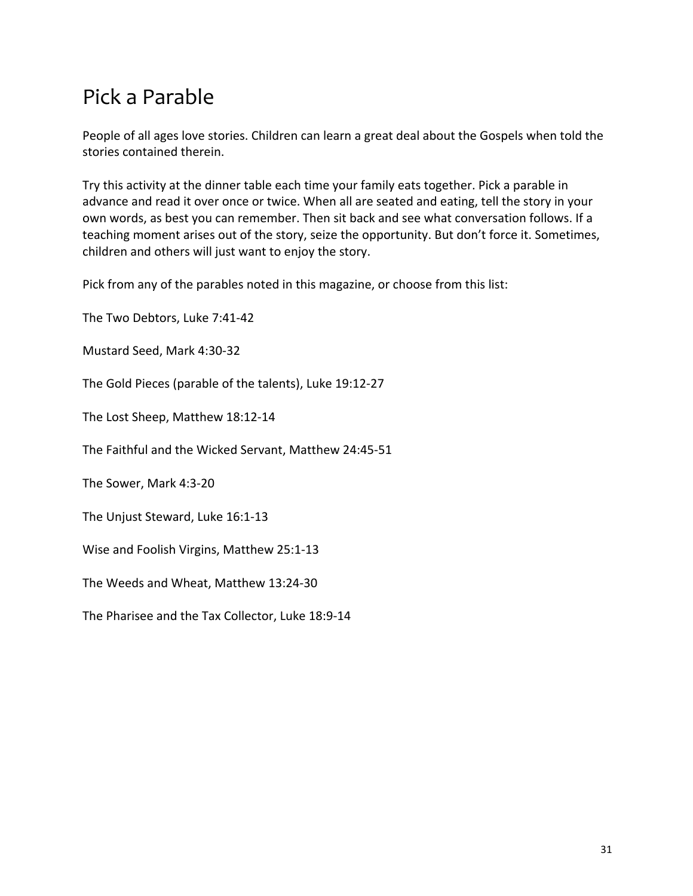# Pick a Parable

People of all ages love stories. Children can learn a great deal about the Gospels when told the stories contained therein.

Try this activity at the dinner table each time your family eats together. Pick a parable in advance and read it over once or twice. When all are seated and eating, tell the story in your own words, as best you can remember. Then sit back and see what conversation follows. If a teaching moment arises out of the story, seize the opportunity. But don't force it. Sometimes, children and others will just want to enjoy the story.

Pick from any of the parables noted in this magazine, or choose from this list:

The Two Debtors, Luke 7:41-42

Mustard Seed, Mark 4:30-32

The Gold Pieces (parable of the talents), Luke 19:12-27

The Lost Sheep, Matthew 18:12-14

The Faithful and the Wicked Servant, Matthew 24:45-51

The Sower, Mark 4:3-20

The Unjust Steward, Luke 16:1-13

Wise and Foolish Virgins, Matthew 25:1-13

The Weeds and Wheat, Matthew 13:24-30

The Pharisee and the Tax Collector, Luke 18:9-14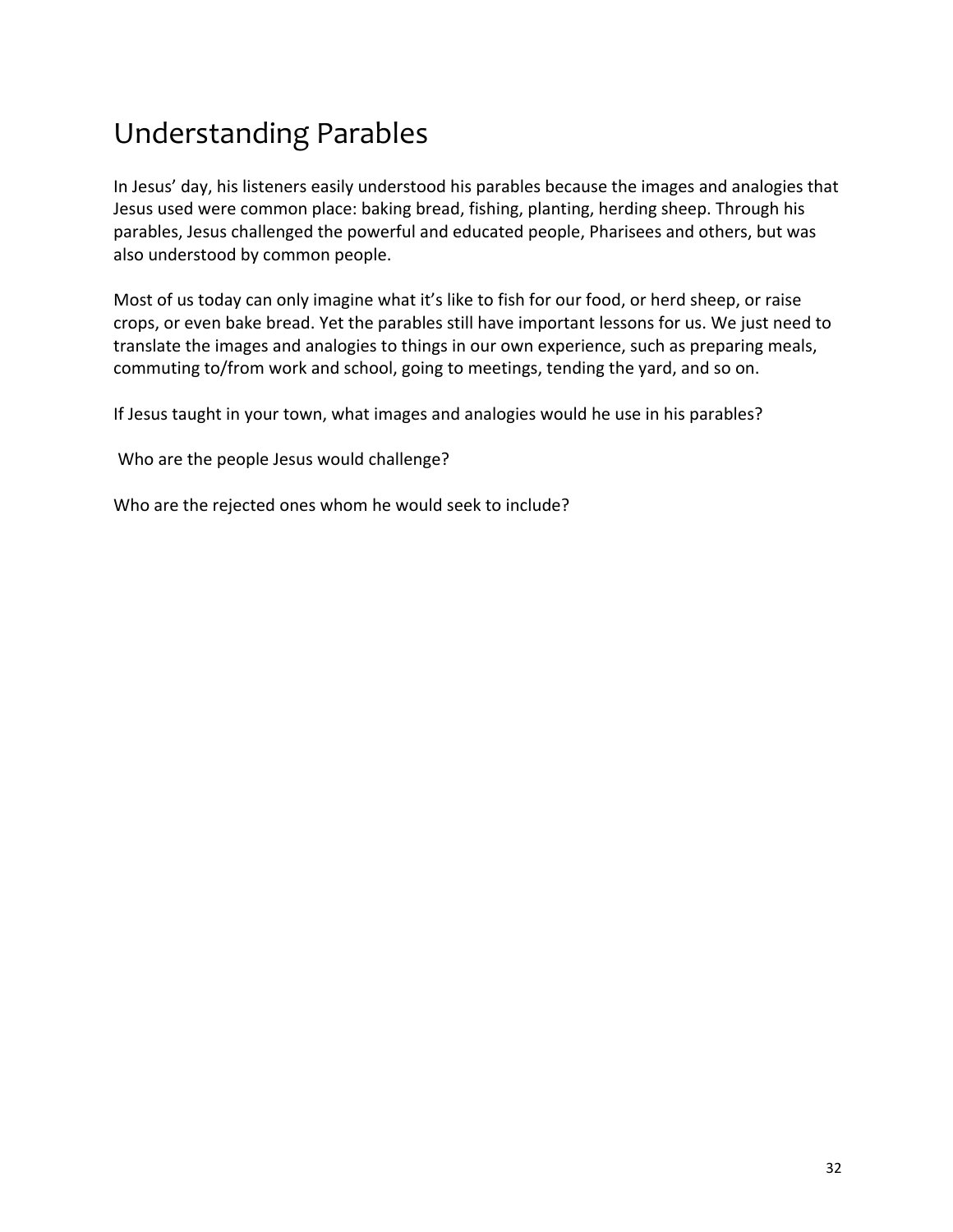# Understanding Parables

In Jesus' day, his listeners easily understood his parables because the images and analogies that Jesus used were common place: baking bread, fishing, planting, herding sheep. Through his parables, Jesus challenged the powerful and educated people, Pharisees and others, but was also understood by common people.

Most of us today can only imagine what it's like to fish for our food, or herd sheep, or raise crops, or even bake bread. Yet the parables still have important lessons for us. We just need to translate the images and analogies to things in our own experience, such as preparing meals, commuting to/from work and school, going to meetings, tending the yard, and so on.

If Jesus taught in your town, what images and analogies would he use in his parables?

Who are the people Jesus would challenge?

Who are the rejected ones whom he would seek to include?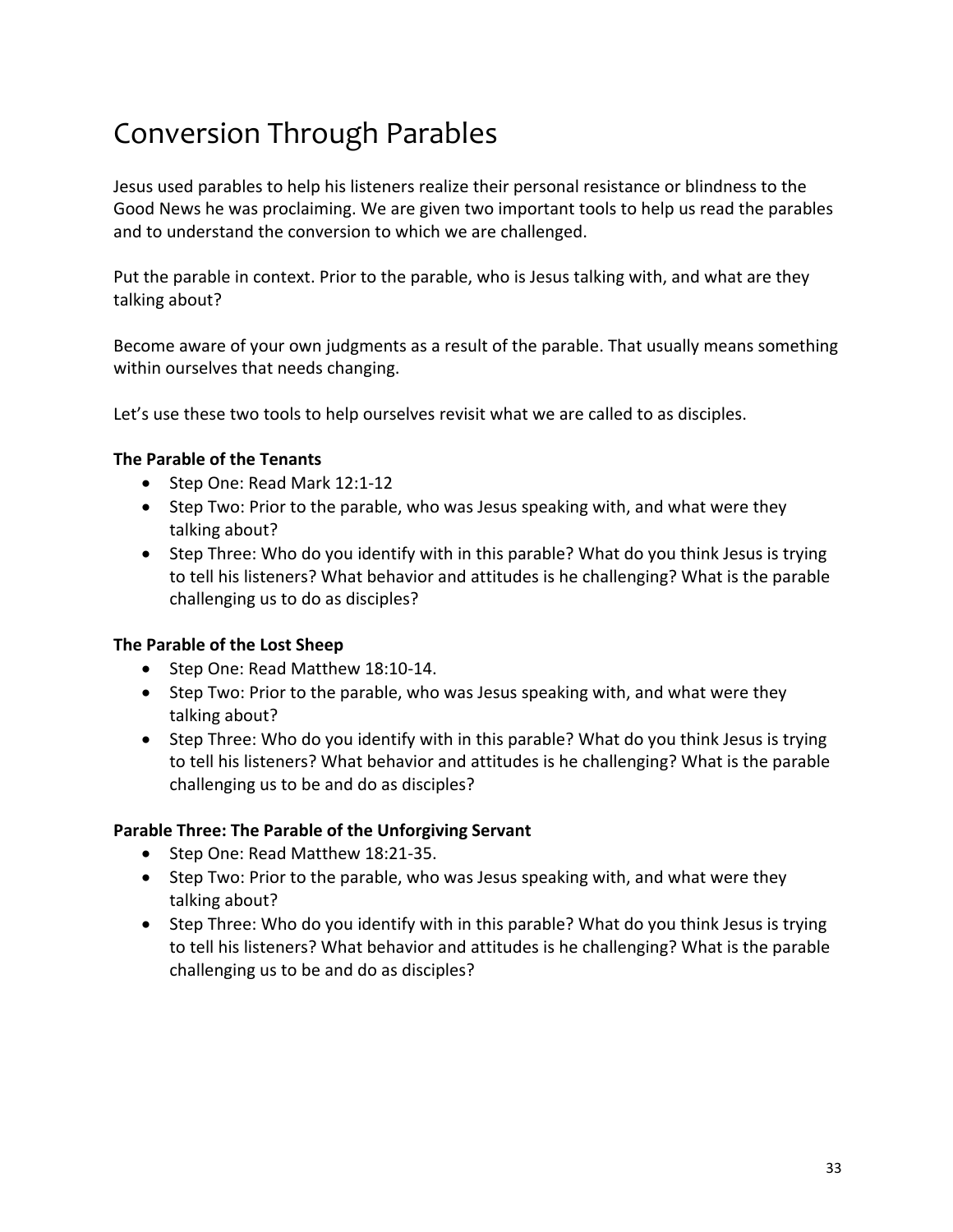# Conversion Through Parables

Jesus used parables to help his listeners realize their personal resistance or blindness to the Good News he was proclaiming. We are given two important tools to help us read the parables and to understand the conversion to which we are challenged.

Put the parable in context. Prior to the parable, who is Jesus talking with, and what are they talking about?

Become aware of your own judgments as a result of the parable. That usually means something within ourselves that needs changing.

Let's use these two tools to help ourselves revisit what we are called to as disciples.

**The Parable of the Tenants**

- Step One: Read Mark 12:1-12
- Step Two: Prior to the parable, who was Jesus speaking with, and what were they talking about?
- Step Three: Who do you identify with in this parable? What do you think Jesus is trying to tell his listeners? What behavior and attitudes is he challenging? What is the parable challenging us to do as disciples?

**The Parable of the Lost Sheep**

- Step One: Read Matthew 18:10-14.
- Step Two: Prior to the parable, who was Jesus speaking with, and what were they talking about?
- Step Three: Who do you identify with in this parable? What do you think Jesus is trying to tell his listeners? What behavior and attitudes is he challenging? What is the parable challenging us to be and do as disciples?

**Parable Three: The Parable of the Unforgiving Servant**

- Step One: Read Matthew 18:21-35.
- Step Two: Prior to the parable, who was Jesus speaking with, and what were they talking about?
- Step Three: Who do you identify with in this parable? What do you think Jesus is trying to tell his listeners? What behavior and attitudes is he challenging? What is the parable challenging us to be and do as disciples?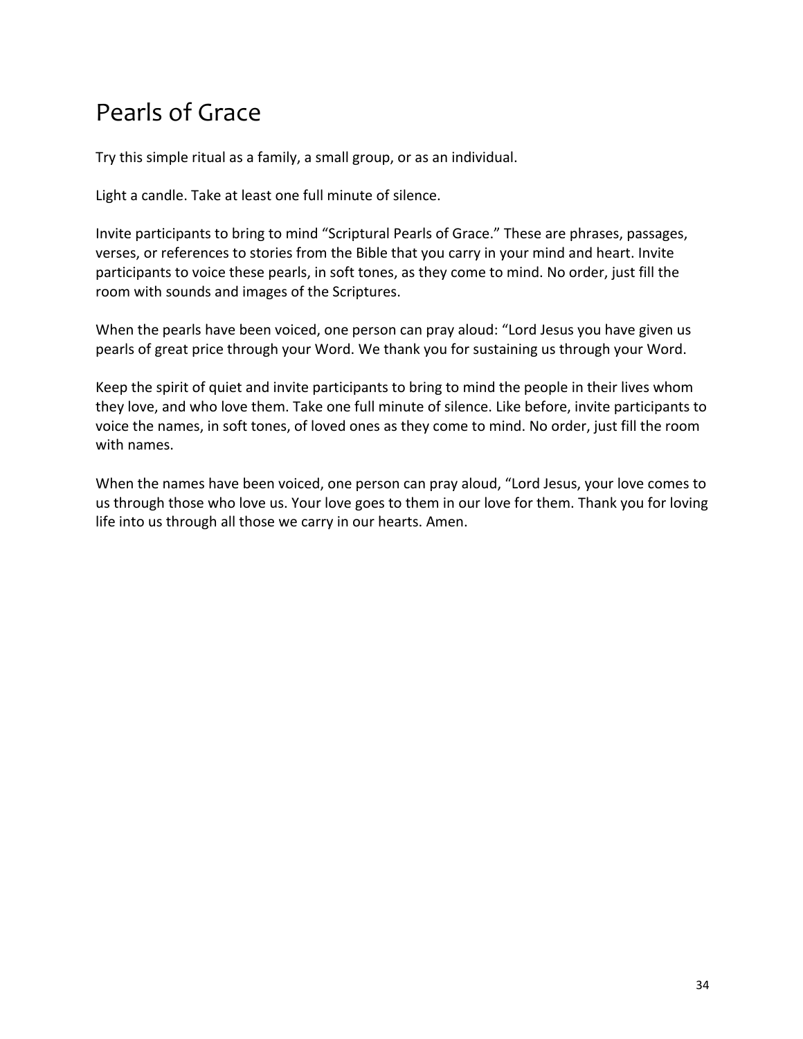# Pearls of Grace

Try this simple ritual as a family, a small group, or as an individual.

Light a candle. Take at least one full minute of silence.

Invite participants to bring to mind "Scriptural Pearls of Grace." These are phrases, passages, verses, or references to stories from the Bible that you carry in your mind and heart. Invite participants to voice these pearls, in soft tones, as they come to mind. No order, just fill the room with sounds and images of the Scriptures.

When the pearls have been voiced, one person can pray aloud: "Lord Jesus you have given us pearls of great price through your Word. We thank you for sustaining us through your Word.

Keep the spirit of quiet and invite participants to bring to mind the people in their lives whom they love, and who love them. Take one full minute of silence. Like before, invite participants to voice the names, in soft tones, of loved ones as they come to mind. No order, just fill the room with names.

When the names have been voiced, one person can pray aloud, "Lord Jesus, your love comes to us through those who love us. Your love goes to them in our love for them. Thank you for loving life into us through all those we carry in our hearts. Amen.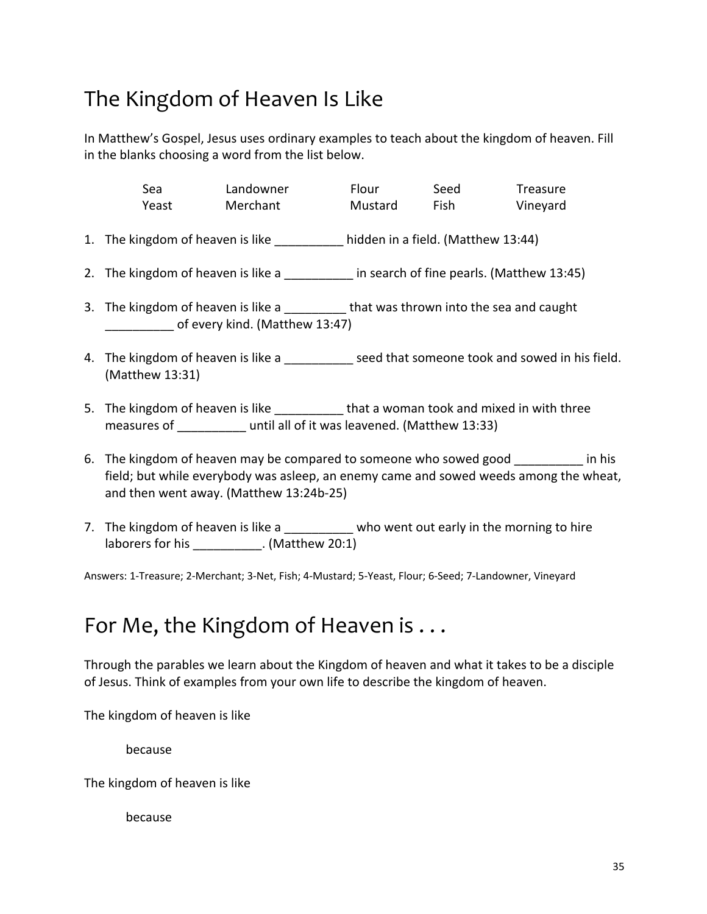## The Kingdom of Heaven Is Like

In Matthew's Gospel, Jesus uses ordinary examples to teach about the kingdom of heaven. Fill in the blanks choosing a word from the list below.

| | | | | |
|---|---|---|---|---|
| Sea | Landowner | Flour | Seed | Treasure |
| Yeast | Merchant | Mustard | Fish | Vineyard |

1. The kingdom of heaven is like __________ hidden in a field. (Matthew 13:44)
2. The kingdom of heaven is like a __________ in search of fine pearls. (Matthew 13:45)
3. The kingdom of heaven is like a _________ that was thrown into the sea and caught __________ of every kind. (Matthew 13:47)
4. The kingdom of heaven is like a __________ seed that someone took and sowed in his field. (Matthew 13:31)
5. The kingdom of heaven is like __________ that a woman took and mixed in with three measures of __________ until all of it was leavened. (Matthew 13:33)
6. The kingdom of heaven may be compared to someone who sowed good __________ in his field; but while everybody was asleep, an enemy came and sowed weeds among the wheat, and then went away. (Matthew 13:24b-25)
7. The kingdom of heaven is like a __________ who went out early in the morning to hire laborers for his __________. (Matthew 20:1)

Answers: 1-Treasure; 2-Merchant; 3-Net, Fish; 4-Mustard; 5-Yeast, Flour; 6-Seed; 7-Landowner, Vineyard

## For Me, the Kingdom of Heaven is . . .

Through the parables we learn about the Kingdom of heaven and what it takes to be a disciple of Jesus. Think of examples from your own life to describe the kingdom of heaven.

The kingdom of heaven is like

because

The kingdom of heaven is like

because